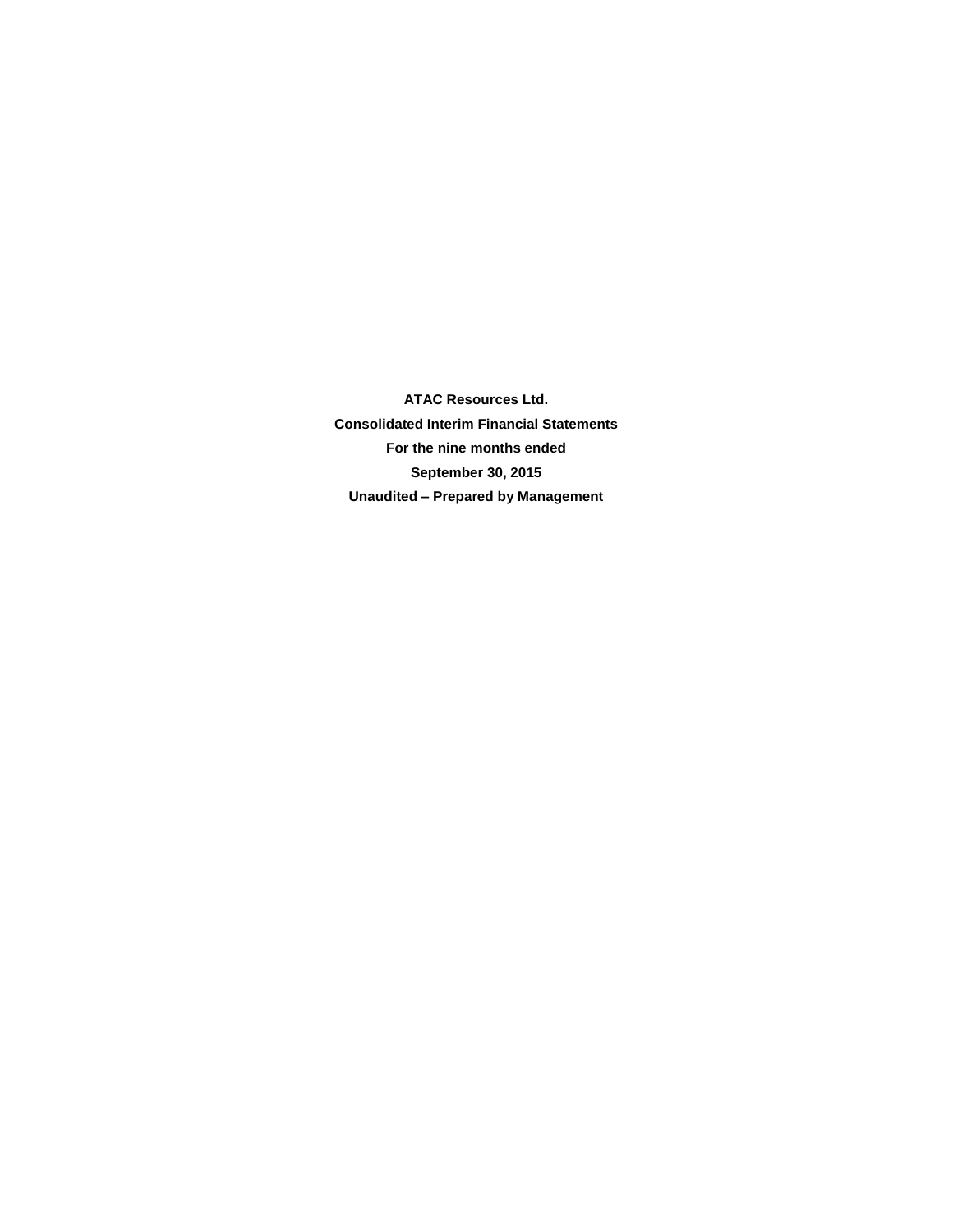**ATAC Resources Ltd.**

**Consolidated Interim Financial Statements**

**For the nine months ended**

**September 30, 2015**

**Unaudited – Prepared by Management**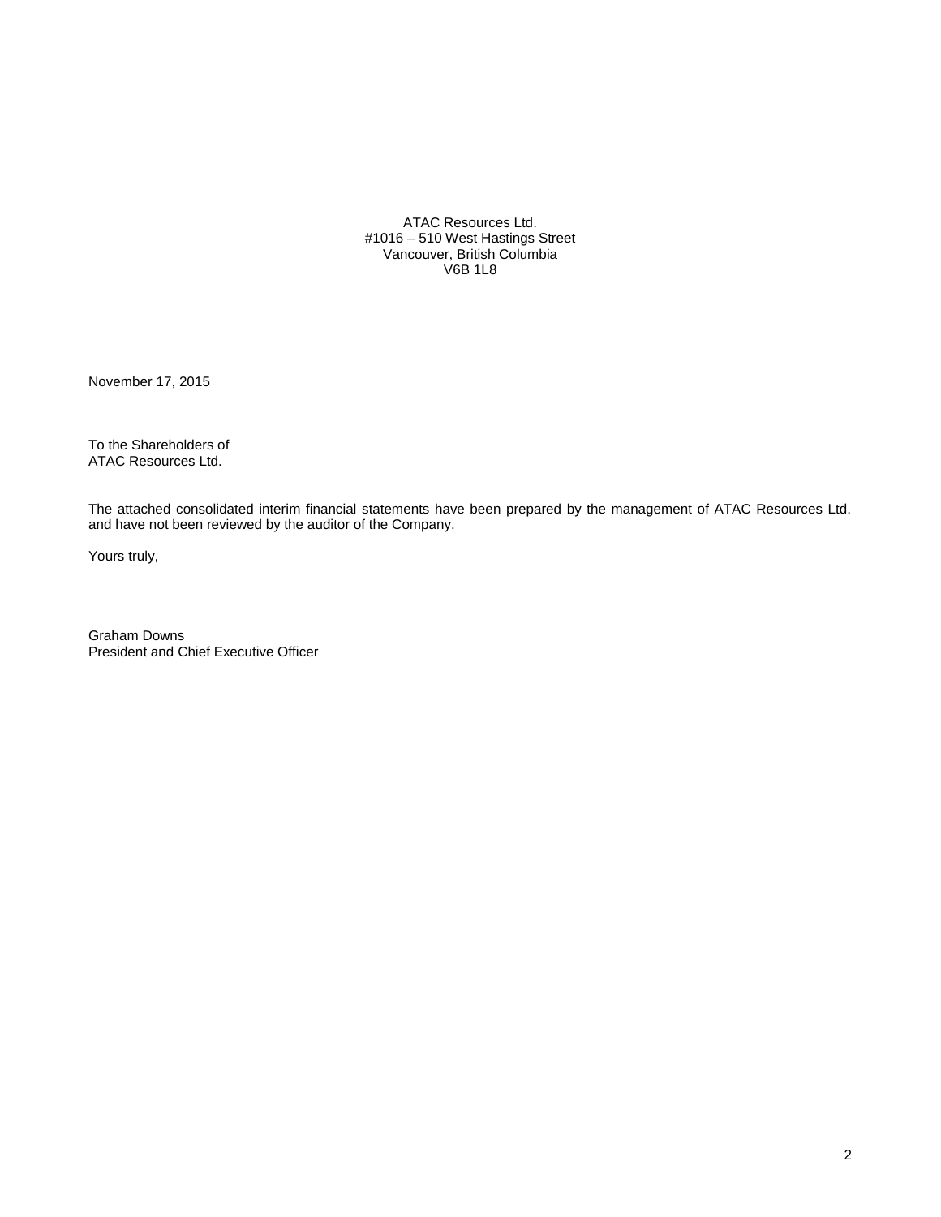ATAC Resources Ltd.  
#1016 – 510 West Hastings Street  
Vancouver, British Columbia  
V6B 1L8

November 17, 2015

To the Shareholders of  
ATAC Resources Ltd.

The attached consolidated interim financial statements have been prepared by the management of ATAC Resources Ltd. and have not been reviewed by the auditor of the Company.

Yours truly,

Graham Downs  
President and Chief Executive Officer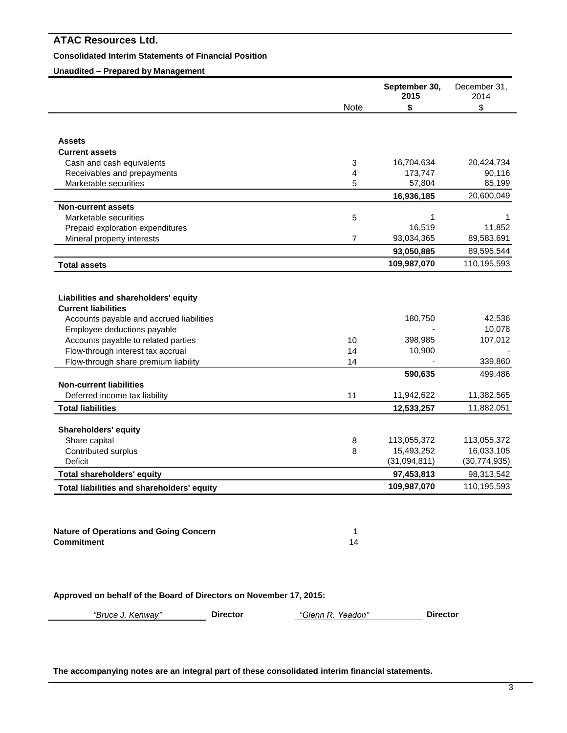# ATAC Resources Ltd.

**Consolidated Interim Statements of Financial Position**

**Unaudited – Prepared by Management**

| | Note | **September 30, 2015** **$** | December 31, 2014 $ |
|---|---|---|---|
| **Assets** | | | |
| **Current assets** | | | |
| Cash and cash equivalents | 3 | 16,704,634 | 20,424,734 |
| Receivables and prepayments | 4 | 173,747 | 90,116 |
| Marketable securities | 5 | 57,804 | 85,199 |
| | | **16,936,185** | 20,600,049 |
| **Non-current assets** | | | |
| Marketable securities | 5 | 1 | 1 |
| Prepaid exploration expenditures | | 16,519 | 11,852 |
| Mineral property interests | 7 | 93,034,365 | 89,583,691 |
| | | **93,050,885** | 89,595,544 |
| **Total assets** | | **109,987,070** | 110,195,593 |
| | | | |
| **Liabilities and shareholders' equity** | | | |
| **Current liabilities** | | | |
| Accounts payable and accrued liabilities | | 180,750 | 42,536 |
| Employee deductions payable | | - | 10,078 |
| Accounts payable to related parties | 10 | 398,985 | 107,012 |
| Flow-through interest tax accrual | 14 | 10,900 | - |
| Flow-through share premium liability | 14 | - | 339,860 |
| | | **590,635** | 499,486 |
| **Non-current liabilities** | | | |
| Deferred income tax liability | 11 | 11,942,622 | 11,382,565 |
| **Total liabilities** | | **12,533,257** | 11,882,051 |
| | | | |
| **Shareholders' equity** | | | |
| Share capital | 8 | 113,055,372 | 113,055,372 |
| Contributed surplus | 8 | 15,493,252 | 16,033,105 |
| Deficit | | (31,094,811) | (30,774,935) |
| **Total shareholders' equity** | | **97,453,813** | 98,313,542 |
| **Total liabilities and shareholders' equity** | | **109,987,070** | 110,195,593 |

| | |
|---|---|
| **Nature of Operations and Going Concern** | 1 |
| **Commitment** | 14 |

**Approved on behalf of the Board of Directors on November 17, 2015:**

*"Bruce J. Kenway"* **Director** *"Glenn R. Yeadon"* **Director**

**The accompanying notes are an integral part of these consolidated interim financial statements.**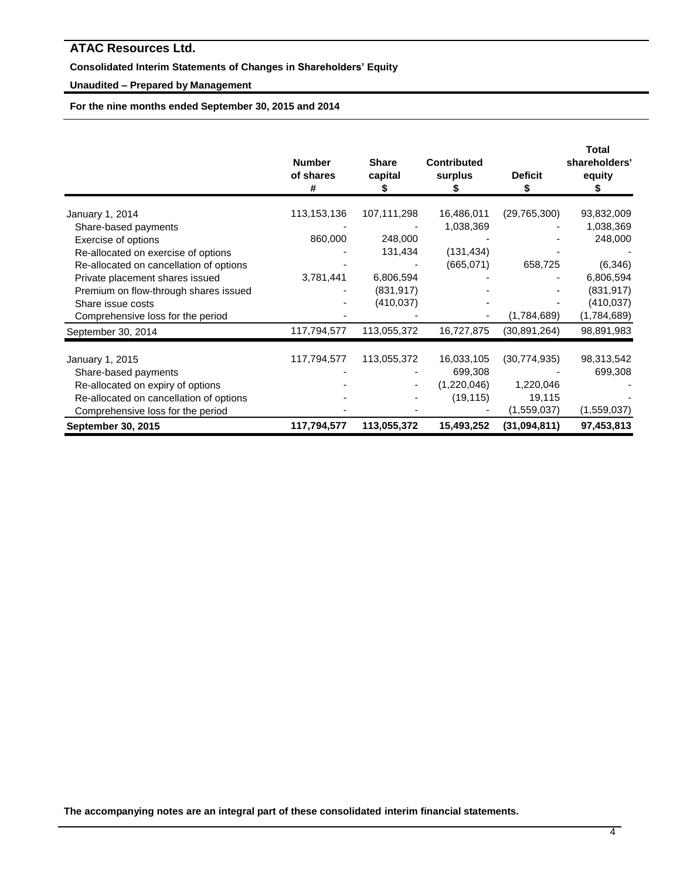# ATAC Resources Ltd.

**Consolidated Interim Statements of Changes in Shareholders' Equity**

**Unaudited – Prepared by Management**

**For the nine months ended September 30, 2015 and 2014**

| | Number of shares # | Share capital $ | Contributed surplus $ | Deficit $ | Total shareholders' equity $ |
|---|---|---|---|---|---|
| January 1, 2014 | 113,153,136 | 107,111,298 | 16,486,011 | (29,765,300) | 93,832,009 |
| Share-based payments | - | - | 1,038,369 | - | 1,038,369 |
| Exercise of options | 860,000 | 248,000 | - | - | 248,000 |
| Re-allocated on exercise of options | - | 131,434 | (131,434) | - | - |
| Re-allocated on cancellation of options | - | - | (665,071) | 658,725 | (6,346) |
| Private placement shares issued | 3,781,441 | 6,806,594 | - | - | 6,806,594 |
| Premium on flow-through shares issued | - | (831,917) | - | - | (831,917) |
| Share issue costs | - | (410,037) | - | - | (410,037) |
| Comprehensive loss for the period | - | - | - | (1,784,689) | (1,784,689) |
| September 30, 2014 | 117,794,577 | 113,055,372 | 16,727,875 | (30,891,264) | 98,891,983 |
| January 1, 2015 | 117,794,577 | 113,055,372 | 16,033,105 | (30,774,935) | 98,313,542 |
| Share-based payments | - | - | 699,308 | - | 699,308 |
| Re-allocated on expiry of options | - | - | (1,220,046) | 1,220,046 | - |
| Re-allocated on cancellation of options | - | - | (19,115) | 19,115 | - |
| Comprehensive loss for the period | - | - | - | (1,559,037) | (1,559,037) |
| **September 30, 2015** | **117,794,577** | **113,055,372** | **15,493,252** | **(31,094,811)** | **97,453,813** |

**The accompanying notes are an integral part of these consolidated interim financial statements.**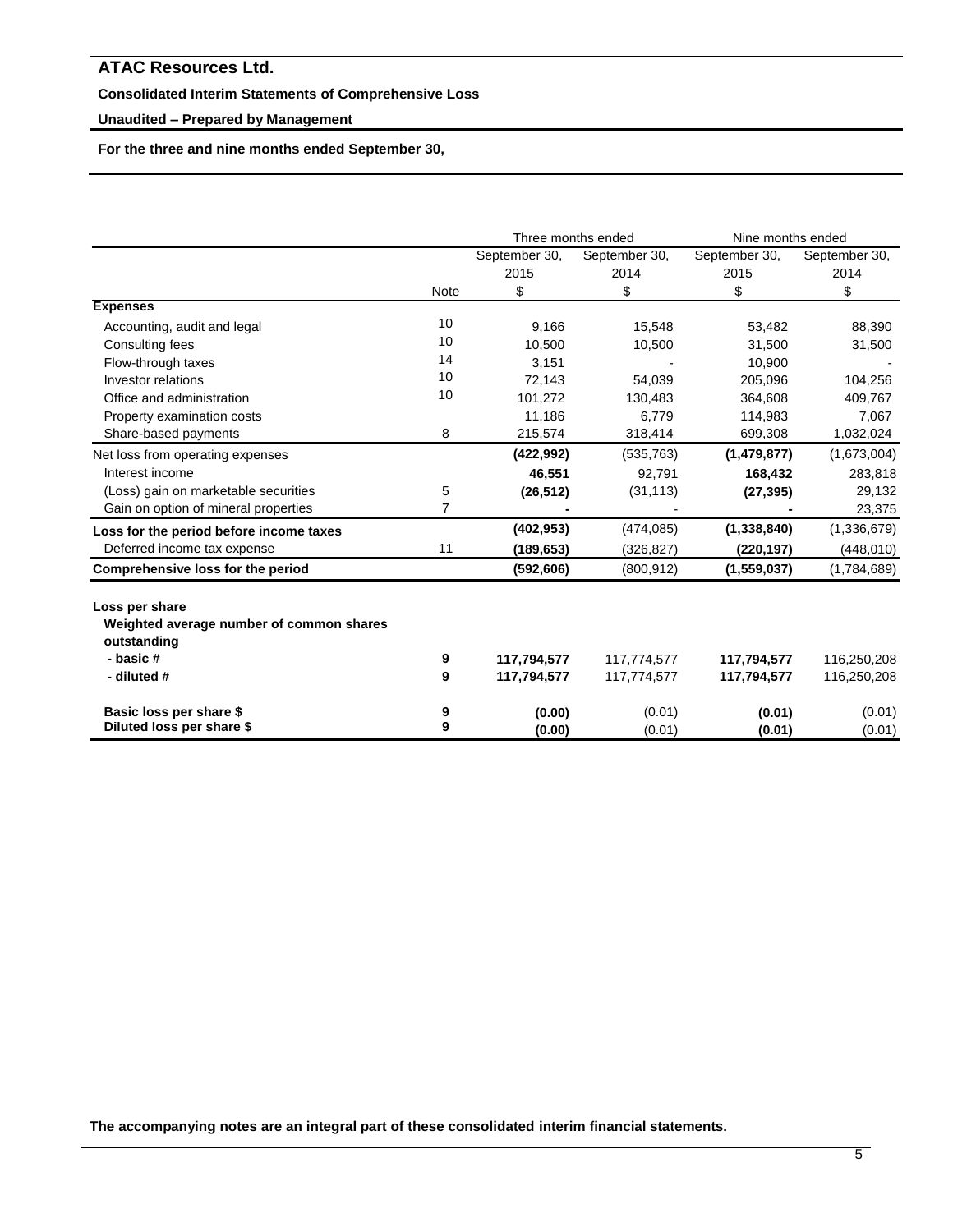# ATAC Resources Ltd.

**Consolidated Interim Statements of Comprehensive Loss**

**Unaudited – Prepared by Management**

**For the three and nine months ended September 30,**

| | | Three months ended | | Nine months ended | |
|---|---|---|---|---|---|
| | | September 30, 2015 | September 30, 2014 | September 30, 2015 | September 30, 2014 |
| | Note | $ | $ | $ | $ |
| **Expenses** | | | | | |
| Accounting, audit and legal | 10 | 9,166 | 15,548 | 53,482 | 88,390 |
| Consulting fees | 10 | 10,500 | 10,500 | 31,500 | 31,500 |
| Flow-through taxes | 14 | 3,151 | - | 10,900 | - |
| Investor relations | 10 | 72,143 | 54,039 | 205,096 | 104,256 |
| Office and administration | 10 | 101,272 | 130,483 | 364,608 | 409,767 |
| Property examination costs | | 11,186 | 6,779 | 114,983 | 7,067 |
| Share-based payments | 8 | 215,574 | 318,414 | 699,308 | 1,032,024 |
| Net loss from operating expenses | | **(422,992)** | (535,763) | **(1,479,877)** | (1,673,004) |
| Interest income | | **46,551** | 92,791 | **168,432** | 283,818 |
| (Loss) gain on marketable securities | 5 | **(26,512)** | (31,113) | **(27,395)** | 29,132 |
| Gain on option of mineral properties | 7 | **-** | - | **-** | 23,375 |
| **Loss for the period before income taxes** | | **(402,953)** | (474,085) | **(1,338,840)** | (1,336,679) |
| Deferred income tax expense | 11 | **(189,653)** | (326,827) | **(220,197)** | (448,010) |
| **Comprehensive loss for the period** | | **(592,606)** | (800,912) | **(1,559,037)** | (1,784,689) |
| | | | | | |
| **Loss per share** | | | | | |
| **Weighted average number of common shares outstanding** | | | | | |
| **- basic #** | **9** | **117,794,577** | 117,774,577 | **117,794,577** | 116,250,208 |
| **- diluted #** | **9** | **117,794,577** | 117,774,577 | **117,794,577** | 116,250,208 |
| | | | | | |
| **Basic loss per share $** | **9** | **(0.00)** | (0.01) | **(0.01)** | (0.01) |
| **Diluted loss per share $** | **9** | **(0.00)** | (0.01) | **(0.01)** | (0.01) |

**The accompanying notes are an integral part of these consolidated interim financial statements.**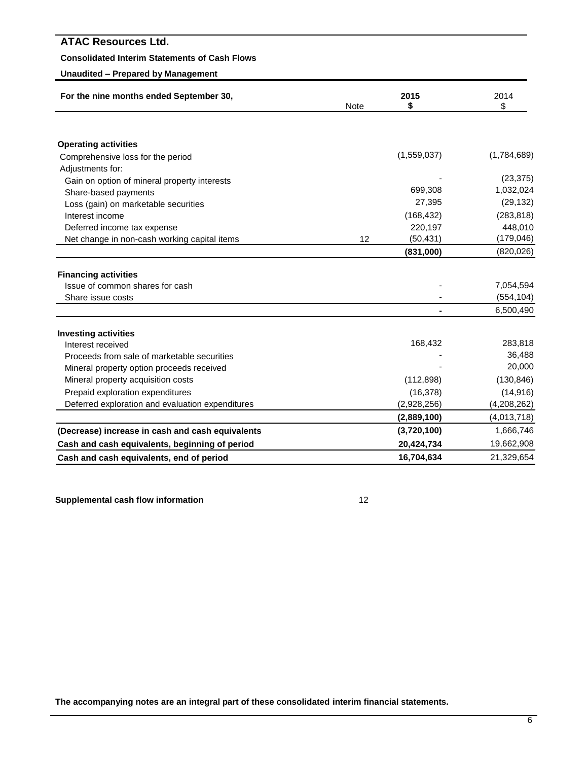# ATAC Resources Ltd.

**Consolidated Interim Statements of Cash Flows**

**Unaudited – Prepared by Management**

| For the nine months ended September 30, | Note | 2015 $ | 2014 $ |
|---|---|---|---|
| **Operating activities** | | | |
| Comprehensive loss for the period | | (1,559,037) | (1,784,689) |
| Adjustments for: | | | |
| Gain on option of mineral property interests | | - | (23,375) |
| Share-based payments | | 699,308 | 1,032,024 |
| Loss (gain) on marketable securities | | 27,395 | (29,132) |
| Interest income | | (168,432) | (283,818) |
| Deferred income tax expense | | 220,197 | 448,010 |
| Net change in non-cash working capital items | 12 | (50,431) | (179,046) |
| | | **(831,000)** | (820,026) |
| **Financing activities** | | | |
| Issue of common shares for cash | | - | 7,054,594 |
| Share issue costs | | - | (554,104) |
| | | **-** | 6,500,490 |
| **Investing activities** | | | |
| Interest received | | 168,432 | 283,818 |
| Proceeds from sale of marketable securities | | - | 36,488 |
| Mineral property option proceeds received | | - | 20,000 |
| Mineral property acquisition costs | | (112,898) | (130,846) |
| Prepaid exploration expenditures | | (16,378) | (14,916) |
| Deferred exploration and evaluation expenditures | | (2,928,256) | (4,208,262) |
| | | **(2,889,100)** | (4,013,718) |
| **(Decrease) increase in cash and cash equivalents** | | **(3,720,100)** | 1,666,746 |
| **Cash and cash equivalents, beginning of period** | | **20,424,734** | 19,662,908 |
| **Cash and cash equivalents, end of period** | | **16,704,634** | 21,329,654 |

**Supplemental cash flow information** 12

**The accompanying notes are an integral part of these consolidated interim financial statements.**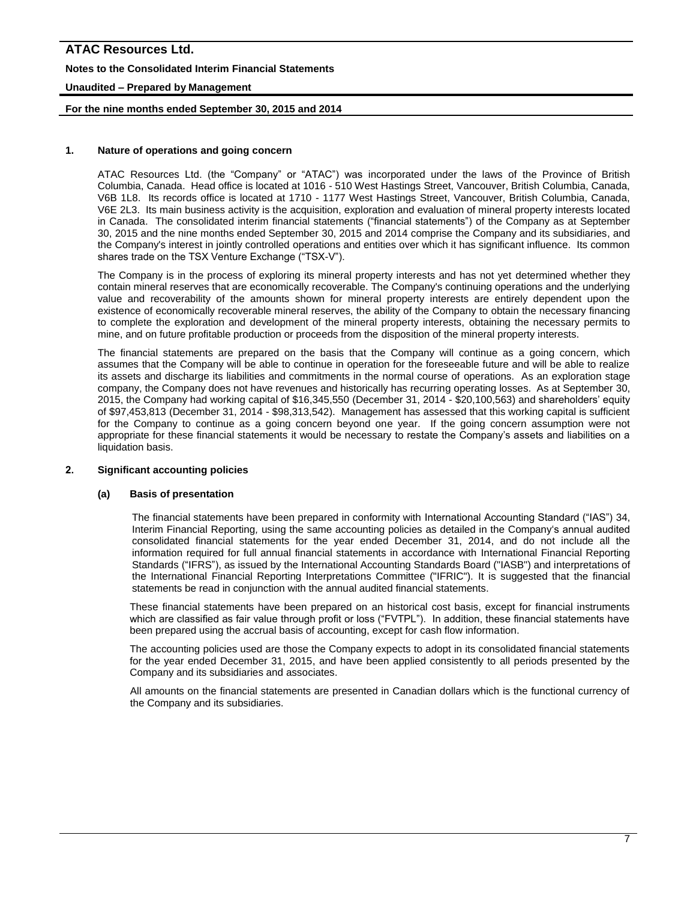## 1. Nature of operations and going concern

ATAC Resources Ltd. (the "Company" or "ATAC") was incorporated under the laws of the Province of British Columbia, Canada. Head office is located at 1016 - 510 West Hastings Street, Vancouver, British Columbia, Canada, V6B 1L8. Its records office is located at 1710 - 1177 West Hastings Street, Vancouver, British Columbia, Canada, V6E 2L3. Its main business activity is the acquisition, exploration and evaluation of mineral property interests located in Canada. The consolidated interim financial statements ("financial statements") of the Company as at September 30, 2015 and the nine months ended September 30, 2015 and 2014 comprise the Company and its subsidiaries, and the Company's interest in jointly controlled operations and entities over which it has significant influence. Its common shares trade on the TSX Venture Exchange ("TSX-V").

The Company is in the process of exploring its mineral property interests and has not yet determined whether they contain mineral reserves that are economically recoverable. The Company's continuing operations and the underlying value and recoverability of the amounts shown for mineral property interests are entirely dependent upon the existence of economically recoverable mineral reserves, the ability of the Company to obtain the necessary financing to complete the exploration and development of the mineral property interests, obtaining the necessary permits to mine, and on future profitable production or proceeds from the disposition of the mineral property interests.

The financial statements are prepared on the basis that the Company will continue as a going concern, which assumes that the Company will be able to continue in operation for the foreseeable future and will be able to realize its assets and discharge its liabilities and commitments in the normal course of operations. As an exploration stage company, the Company does not have revenues and historically has recurring operating losses. As at September 30, 2015, the Company had working capital of $16,345,550 (December 31, 2014 - $20,100,563) and shareholders' equity of $97,453,813 (December 31, 2014 - $98,313,542). Management has assessed that this working capital is sufficient for the Company to continue as a going concern beyond one year. If the going concern assumption were not appropriate for these financial statements it would be necessary to restate the Company's assets and liabilities on a liquidation basis.

## 2. Significant accounting policies

### (a) Basis of presentation

The financial statements have been prepared in conformity with International Accounting Standard ("IAS") 34, Interim Financial Reporting, using the same accounting policies as detailed in the Company's annual audited consolidated financial statements for the year ended December 31, 2014, and do not include all the information required for full annual financial statements in accordance with International Financial Reporting Standards ("IFRS"), as issued by the International Accounting Standards Board ("IASB") and interpretations of the International Financial Reporting Interpretations Committee ("IFRIC"). It is suggested that the financial statements be read in conjunction with the annual audited financial statements.

These financial statements have been prepared on an historical cost basis, except for financial instruments which are classified as fair value through profit or loss ("FVTPL"). In addition, these financial statements have been prepared using the accrual basis of accounting, except for cash flow information.

The accounting policies used are those the Company expects to adopt in its consolidated financial statements for the year ended December 31, 2015, and have been applied consistently to all periods presented by the Company and its subsidiaries and associates.

All amounts on the financial statements are presented in Canadian dollars which is the functional currency of the Company and its subsidiaries.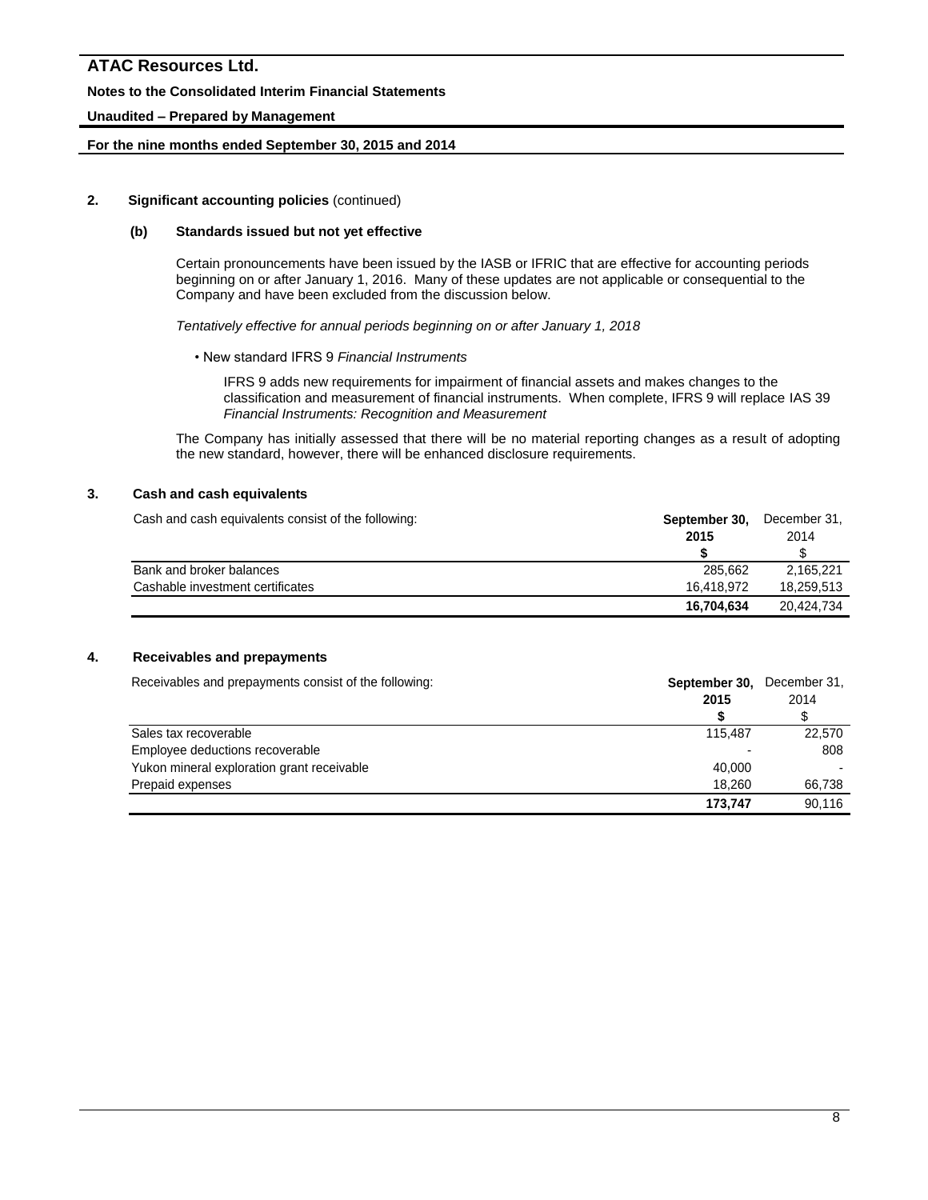## 2. Significant accounting policies (continued)

### (b) Standards issued but not yet effective

Certain pronouncements have been issued by the IASB or IFRIC that are effective for accounting periods beginning on or after January 1, 2016. Many of these updates are not applicable or consequential to the Company and have been excluded from the discussion below.

*Tentatively effective for annual periods beginning on or after January 1, 2018*

- New standard IFRS 9 *Financial Instruments*

  IFRS 9 adds new requirements for impairment of financial assets and makes changes to the classification and measurement of financial instruments. When complete, IFRS 9 will replace IAS 39 *Financial Instruments: Recognition and Measurement*

The Company has initially assessed that there will be no material reporting changes as a result of adopting the new standard, however, there will be enhanced disclosure requirements.

## 3. Cash and cash equivalents

| Cash and cash equivalents consist of the following: | **September 30, 2015** | December 31, 2014 |
|---|---|---|
| | **$** | $ |
| Bank and broker balances | 285,662 | 2,165,221 |
| Cashable investment certificates | 16,418,972 | 18,259,513 |
| | **16,704,634** | 20,424,734 |

## 4. Receivables and prepayments

| Receivables and prepayments consist of the following: | **September 30, 2015** | December 31, 2014 |
|---|---|---|
| | **$** | $ |
| Sales tax recoverable | 115,487 | 22,570 |
| Employee deductions recoverable | - | 808 |
| Yukon mineral exploration grant receivable | 40,000 | - |
| Prepaid expenses | 18,260 | 66,738 |
| | **173,747** | 90,116 |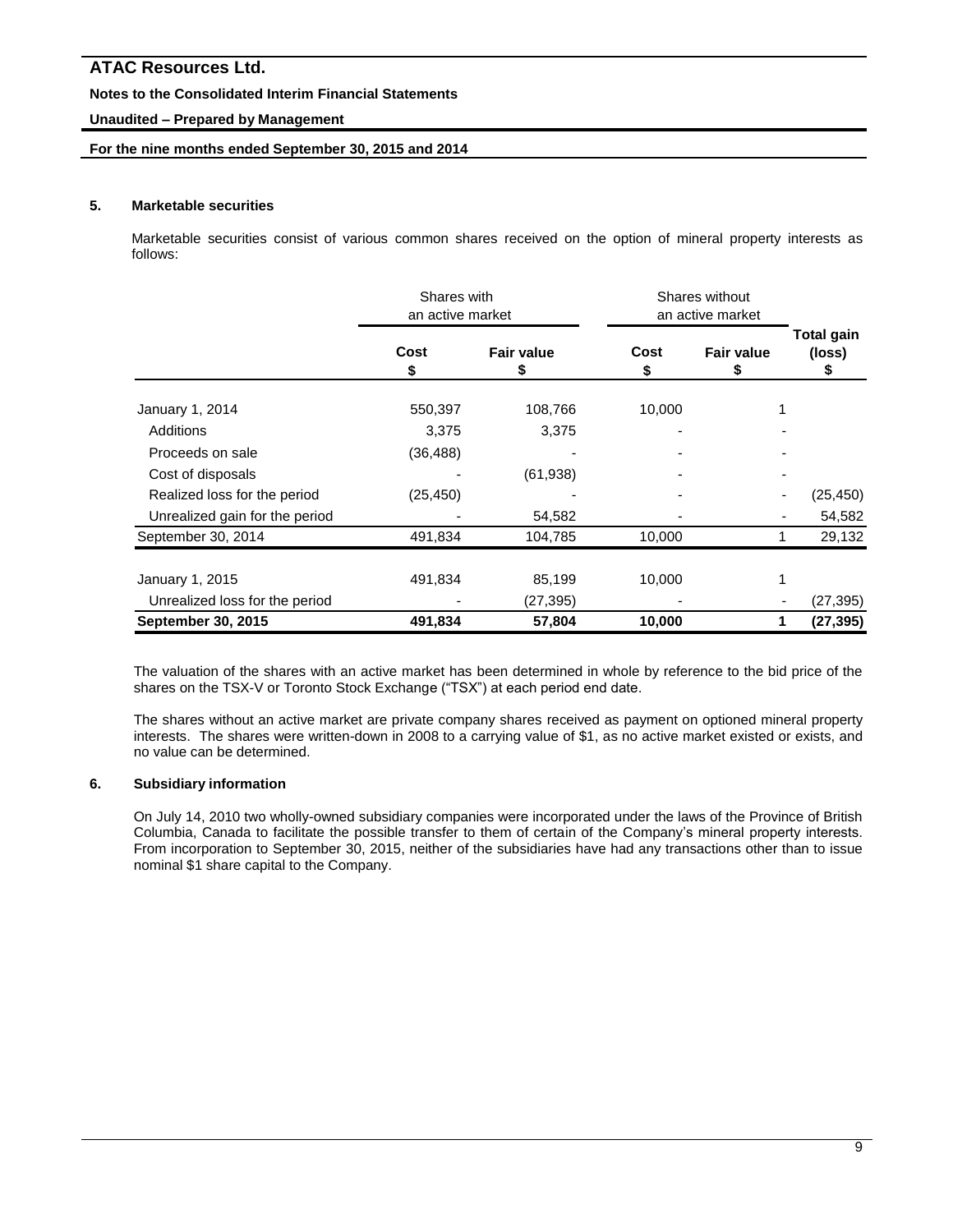## 5. Marketable securities

Marketable securities consist of various common shares received on the option of mineral property interests as follows:

| | Shares with an active market | | Shares without an active market | | |
|---|---|---|---|---|---|
| | Cost $ | Fair value $ | Cost $ | Fair value $ | Total gain (loss) $ |
| January 1, 2014 | 550,397 | 108,766 | 10,000 | 1 | |
| Additions | 3,375 | 3,375 | - | - | |
| Proceeds on sale | (36,488) | - | - | - | |
| Cost of disposals | - | (61,938) | - | - | |
| Realized loss for the period | (25,450) | - | - | - | (25,450) |
| Unrealized gain for the period | - | 54,582 | - | - | 54,582 |
| September 30, 2014 | 491,834 | 104,785 | 10,000 | 1 | 29,132 |
| January 1, 2015 | 491,834 | 85,199 | 10,000 | 1 | |
| Unrealized loss for the period | - | (27,395) | - | - | (27,395) |
| **September 30, 2015** | **491,834** | **57,804** | **10,000** | **1** | **(27,395)** |

The valuation of the shares with an active market has been determined in whole by reference to the bid price of the shares on the TSX-V or Toronto Stock Exchange ("TSX") at each period end date.

The shares without an active market are private company shares received as payment on optioned mineral property interests. The shares were written-down in 2008 to a carrying value of $1, as no active market existed or exists, and no value can be determined.

## 6. Subsidiary information

On July 14, 2010 two wholly-owned subsidiary companies were incorporated under the laws of the Province of British Columbia, Canada to facilitate the possible transfer to them of certain of the Company's mineral property interests. From incorporation to September 30, 2015, neither of the subsidiaries have had any transactions other than to issue nominal $1 share capital to the Company.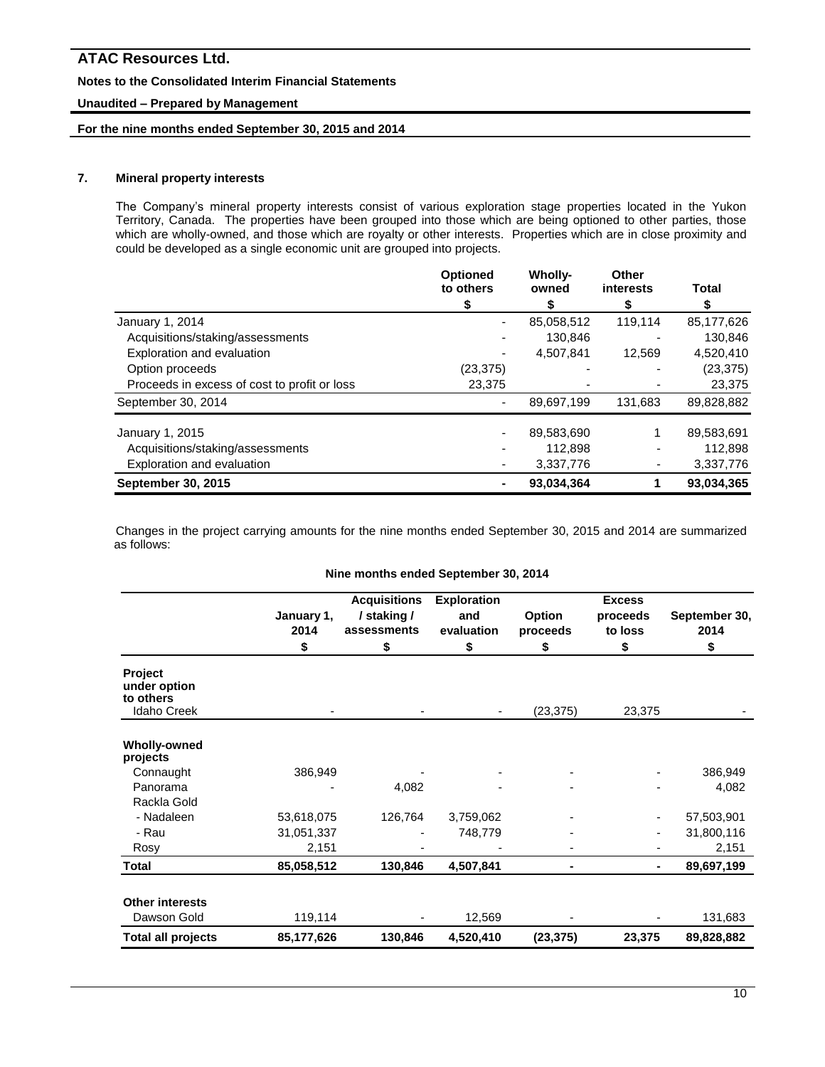## 7. Mineral property interests

The Company's mineral property interests consist of various exploration stage properties located in the Yukon Territory, Canada. The properties have been grouped into those which are being optioned to other parties, those which are wholly-owned, and those which are royalty or other interests. Properties which are in close proximity and could be developed as a single economic unit are grouped into projects.

| | Optioned to others | Wholly-owned | Other interests | Total |
|---|---|---|---|---|
| | $ | $ | $ | $ |
| January 1, 2014 | - | 85,058,512 | 119,114 | 85,177,626 |
| Acquisitions/staking/assessments | - | 130,846 | - | 130,846 |
| Exploration and evaluation | - | 4,507,841 | 12,569 | 4,520,410 |
| Option proceeds | (23,375) | - | - | (23,375) |
| Proceeds in excess of cost to profit or loss | 23,375 | - | - | 23,375 |
| September 30, 2014 | - | 89,697,199 | 131,683 | 89,828,882 |
| January 1, 2015 | - | 89,583,690 | 1 | 89,583,691 |
| Acquisitions/staking/assessments | - | 112,898 | - | 112,898 |
| Exploration and evaluation | - | 3,337,776 | - | 3,337,776 |
| **September 30, 2015** | **-** | **93,034,364** | **1** | **93,034,365** |

Changes in the project carrying amounts for the nine months ended September 30, 2015 and 2014 are summarized as follows:

**Nine months ended September 30, 2014**

| | January 1, 2014 | Acquisitions / staking / assessments | Exploration and evaluation | Option proceeds | Excess proceeds to loss | September 30, 2014 |
|---|---|---|---|---|---|---|
| | $ | $ | $ | $ | $ | $ |
| **Project under option to others** | | | | | | |
| Idaho Creek | - | - | - | (23,375) | 23,375 | - |
| **Wholly-owned projects** | | | | | | |
| Connaught | 386,949 | - | - | - | - | 386,949 |
| Panorama | - | 4,082 | - | - | - | 4,082 |
| Rackla Gold | | | | | | |
| - Nadaleen | 53,618,075 | 126,764 | 3,759,062 | - | - | 57,503,901 |
| - Rau | 31,051,337 | - | 748,779 | - | - | 31,800,116 |
| Rosy | 2,151 | - | - | - | - | 2,151 |
| **Total** | **85,058,512** | **130,846** | **4,507,841** | **-** | **-** | **89,697,199** |
| **Other interests** | | | | | | |
| Dawson Gold | 119,114 | - | 12,569 | - | - | 131,683 |
| **Total all projects** | **85,177,626** | **130,846** | **4,520,410** | **(23,375)** | **23,375** | **89,828,882** |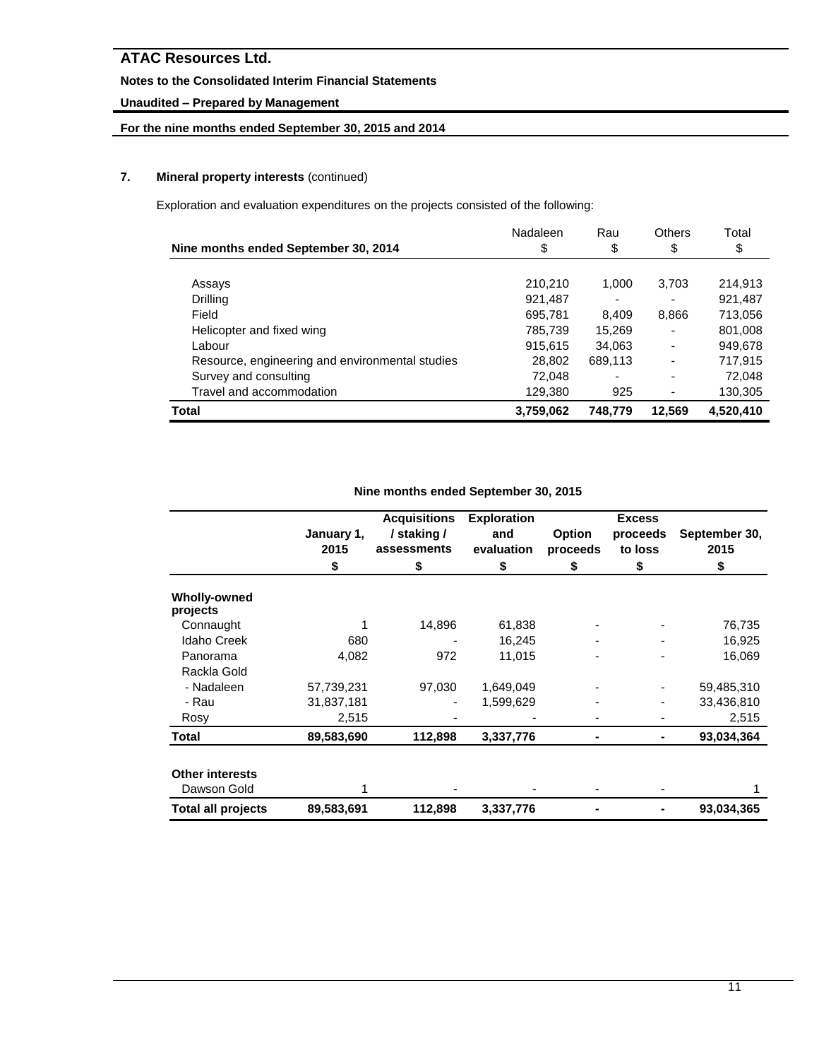### 7. Mineral property interests (continued)

Exploration and evaluation expenditures on the projects consisted of the following:

| Nine months ended September 30, 2014 | Nadaleen<br>$ | Rau<br>$ | Others<br>$ | Total<br>$ |
|---|---|---|---|---|
| Assays | 210,210 | 1,000 | 3,703 | 214,913 |
| Drilling | 921,487 | - | - | 921,487 |
| Field | 695,781 | 8,409 | 8,866 | 713,056 |
| Helicopter and fixed wing | 785,739 | 15,269 | - | 801,008 |
| Labour | 915,615 | 34,063 | - | 949,678 |
| Resource, engineering and environmental studies | 28,802 | 689,113 | - | 717,915 |
| Survey and consulting | 72,048 | - | - | 72,048 |
| Travel and accommodation | 129,380 | 925 | - | 130,305 |
| **Total** | **3,759,062** | **748,779** | **12,569** | **4,520,410** |

**Nine months ended September 30, 2015**

| | January 1, 2015<br>$ | Acquisitions / staking / assessments<br>$ | Exploration and evaluation<br>$ | Option proceeds<br>$ | Excess proceeds to loss<br>$ | September 30, 2015<br>$ |
|---|---|---|---|---|---|---|
| **Wholly-owned projects** | | | | | | |
| Connaught | 1 | 14,896 | 61,838 | - | - | 76,735 |
| Idaho Creek | 680 | - | 16,245 | - | - | 16,925 |
| Panorama | 4,082 | 972 | 11,015 | - | - | 16,069 |
| Rackla Gold | | | | | | |
| - Nadaleen | 57,739,231 | 97,030 | 1,649,049 | - | - | 59,485,310 |
| - Rau | 31,837,181 | - | 1,599,629 | - | - | 33,436,810 |
| Rosy | 2,515 | - | - | - | - | 2,515 |
| **Total** | **89,583,690** | **112,898** | **3,337,776** | **-** | **-** | **93,034,364** |
| **Other interests** | | | | | | |
| Dawson Gold | 1 | - | - | - | - | 1 |
| **Total all projects** | **89,583,691** | **112,898** | **3,337,776** | **-** | **-** | **93,034,365** |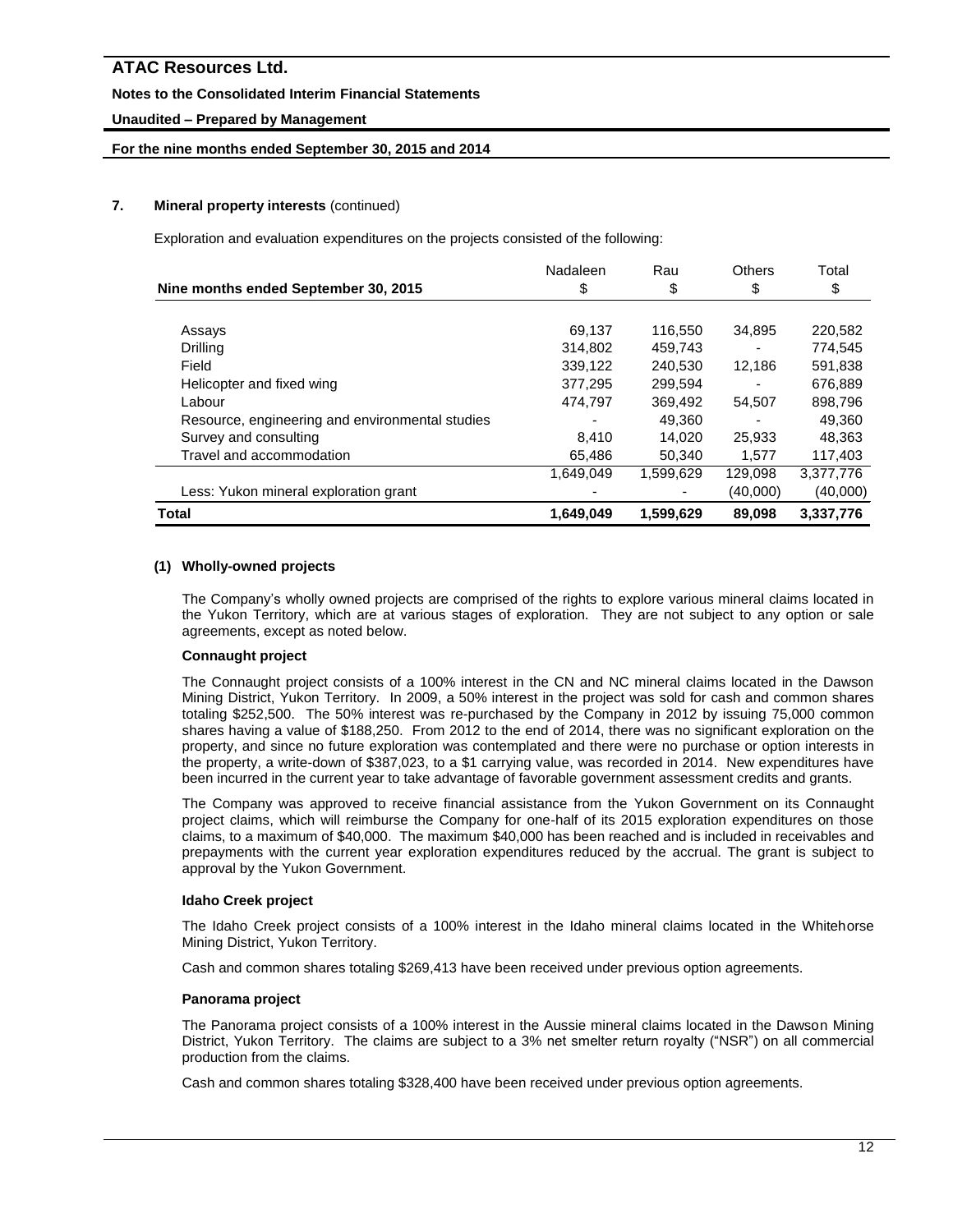## 7. Mineral property interests (continued)

Exploration and evaluation expenditures on the projects consisted of the following:

| Nine months ended September 30, 2015 | Nadaleen $ | Rau $ | Others $ | Total $ |
|---|---|---|---|---|
| Assays | 69,137 | 116,550 | 34,895 | 220,582 |
| Drilling | 314,802 | 459,743 | - | 774,545 |
| Field | 339,122 | 240,530 | 12,186 | 591,838 |
| Helicopter and fixed wing | 377,295 | 299,594 | - | 676,889 |
| Labour | 474,797 | 369,492 | 54,507 | 898,796 |
| Resource, engineering and environmental studies | - | 49,360 | - | 49,360 |
| Survey and consulting | 8,410 | 14,020 | 25,933 | 48,363 |
| Travel and accommodation | 65,486 | 50,340 | 1,577 | 117,403 |
| | 1,649,049 | 1,599,629 | 129,098 | 3,377,776 |
| Less: Yukon mineral exploration grant | - | - | (40,000) | (40,000) |
| **Total** | **1,649,049** | **1,599,629** | **89,098** | **3,337,776** |

### (1) Wholly-owned projects

The Company's wholly owned projects are comprised of the rights to explore various mineral claims located in the Yukon Territory, which are at various stages of exploration. They are not subject to any option or sale agreements, except as noted below.

**Connaught project**

The Connaught project consists of a 100% interest in the CN and NC mineral claims located in the Dawson Mining District, Yukon Territory. In 2009, a 50% interest in the project was sold for cash and common shares totaling $252,500. The 50% interest was re-purchased by the Company in 2012 by issuing 75,000 common shares having a value of $188,250. From 2012 to the end of 2014, there was no significant exploration on the property, and since no future exploration was contemplated and there were no purchase or option interests in the property, a write-down of $387,023, to a $1 carrying value, was recorded in 2014. New expenditures have been incurred in the current year to take advantage of favorable government assessment credits and grants.

The Company was approved to receive financial assistance from the Yukon Government on its Connaught project claims, which will reimburse the Company for one-half of its 2015 exploration expenditures on those claims, to a maximum of $40,000. The maximum $40,000 has been reached and is included in receivables and prepayments with the current year exploration expenditures reduced by the accrual. The grant is subject to approval by the Yukon Government.

**Idaho Creek project**

The Idaho Creek project consists of a 100% interest in the Idaho mineral claims located in the Whitehorse Mining District, Yukon Territory.

Cash and common shares totaling $269,413 have been received under previous option agreements.

**Panorama project**

The Panorama project consists of a 100% interest in the Aussie mineral claims located in the Dawson Mining District, Yukon Territory. The claims are subject to a 3% net smelter return royalty ("NSR") on all commercial production from the claims.

Cash and common shares totaling $328,400 have been received under previous option agreements.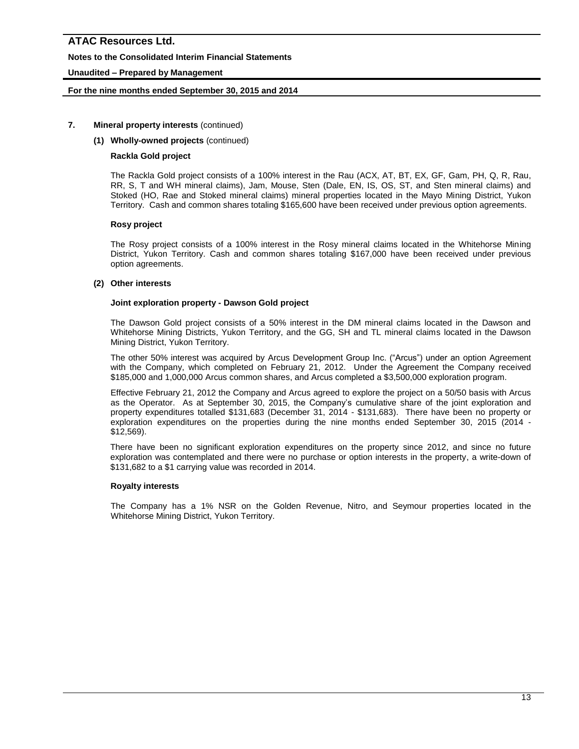## 7. Mineral property interests (continued)

### (1) Wholly-owned projects (continued)

**Rackla Gold project**

The Rackla Gold project consists of a 100% interest in the Rau (ACX, AT, BT, EX, GF, Gam, PH, Q, R, Rau, RR, S, T and WH mineral claims), Jam, Mouse, Sten (Dale, EN, IS, OS, ST, and Sten mineral claims) and Stoked (HO, Rae and Stoked mineral claims) mineral properties located in the Mayo Mining District, Yukon Territory. Cash and common shares totaling $165,600 have been received under previous option agreements.

**Rosy project**

The Rosy project consists of a 100% interest in the Rosy mineral claims located in the Whitehorse Mining District, Yukon Territory. Cash and common shares totaling $167,000 have been received under previous option agreements.

### (2) Other interests

**Joint exploration property - Dawson Gold project**

The Dawson Gold project consists of a 50% interest in the DM mineral claims located in the Dawson and Whitehorse Mining Districts, Yukon Territory, and the GG, SH and TL mineral claims located in the Dawson Mining District, Yukon Territory.

The other 50% interest was acquired by Arcus Development Group Inc. ("Arcus") under an option Agreement with the Company, which completed on February 21, 2012. Under the Agreement the Company received $185,000 and 1,000,000 Arcus common shares, and Arcus completed a $3,500,000 exploration program.

Effective February 21, 2012 the Company and Arcus agreed to explore the project on a 50/50 basis with Arcus as the Operator. As at September 30, 2015, the Company's cumulative share of the joint exploration and property expenditures totalled $131,683 (December 31, 2014 - $131,683). There have been no property or exploration expenditures on the properties during the nine months ended September 30, 2015 (2014 - $12,569).

There have been no significant exploration expenditures on the property since 2012, and since no future exploration was contemplated and there were no purchase or option interests in the property, a write-down of $131,682 to a $1 carrying value was recorded in 2014.

**Royalty interests**

The Company has a 1% NSR on the Golden Revenue, Nitro, and Seymour properties located in the Whitehorse Mining District, Yukon Territory.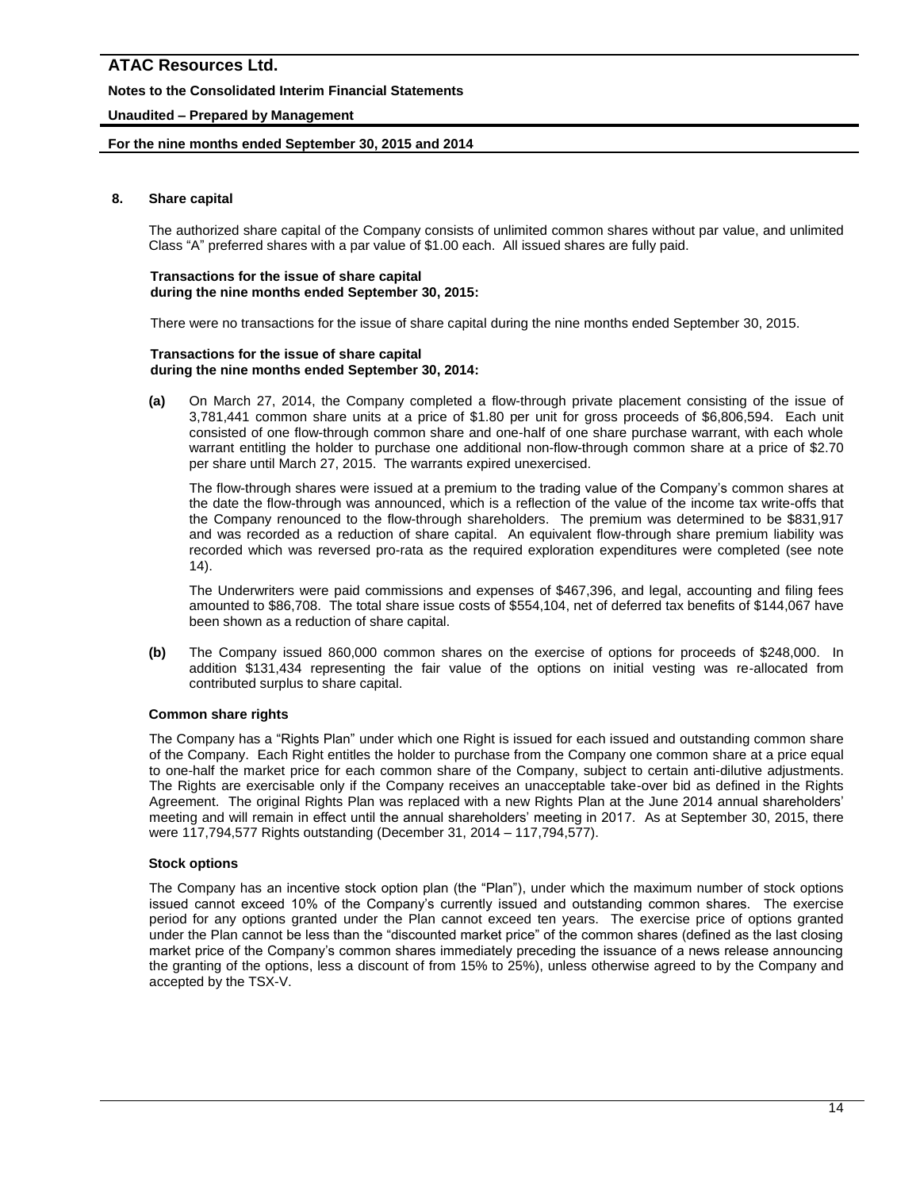## 8. Share capital

The authorized share capital of the Company consists of unlimited common shares without par value, and unlimited Class "A" preferred shares with a par value of $1.00 each. All issued shares are fully paid.

**Transactions for the issue of share capital during the nine months ended September 30, 2015:**

There were no transactions for the issue of share capital during the nine months ended September 30, 2015.

**Transactions for the issue of share capital during the nine months ended September 30, 2014:**

**(a)** On March 27, 2014, the Company completed a flow-through private placement consisting of the issue of 3,781,441 common share units at a price of $1.80 per unit for gross proceeds of $6,806,594. Each unit consisted of one flow-through common share and one-half of one share purchase warrant, with each whole warrant entitling the holder to purchase one additional non-flow-through common share at a price of $2.70 per share until March 27, 2015. The warrants expired unexercised.

The flow-through shares were issued at a premium to the trading value of the Company's common shares at the date the flow-through was announced, which is a reflection of the value of the income tax write-offs that the Company renounced to the flow-through shareholders. The premium was determined to be $831,917 and was recorded as a reduction of share capital. An equivalent flow-through share premium liability was recorded which was reversed pro-rata as the required exploration expenditures were completed (see note 14).

The Underwriters were paid commissions and expenses of $467,396, and legal, accounting and filing fees amounted to $86,708. The total share issue costs of $554,104, net of deferred tax benefits of $144,067 have been shown as a reduction of share capital.

**(b)** The Company issued 860,000 common shares on the exercise of options for proceeds of $248,000. In addition $131,434 representing the fair value of the options on initial vesting was re-allocated from contributed surplus to share capital.

### Common share rights

The Company has a "Rights Plan" under which one Right is issued for each issued and outstanding common share of the Company. Each Right entitles the holder to purchase from the Company one common share at a price equal to one-half the market price for each common share of the Company, subject to certain anti-dilutive adjustments. The Rights are exercisable only if the Company receives an unacceptable take-over bid as defined in the Rights Agreement. The original Rights Plan was replaced with a new Rights Plan at the June 2014 annual shareholders' meeting and will remain in effect until the annual shareholders' meeting in 2017. As at September 30, 2015, there were 117,794,577 Rights outstanding (December 31, 2014 – 117,794,577).

### Stock options

The Company has an incentive stock option plan (the "Plan"), under which the maximum number of stock options issued cannot exceed 10% of the Company's currently issued and outstanding common shares. The exercise period for any options granted under the Plan cannot exceed ten years. The exercise price of options granted under the Plan cannot be less than the "discounted market price" of the common shares (defined as the last closing market price of the Company's common shares immediately preceding the issuance of a news release announcing the granting of the options, less a discount of from 15% to 25%), unless otherwise agreed to by the Company and accepted by the TSX-V.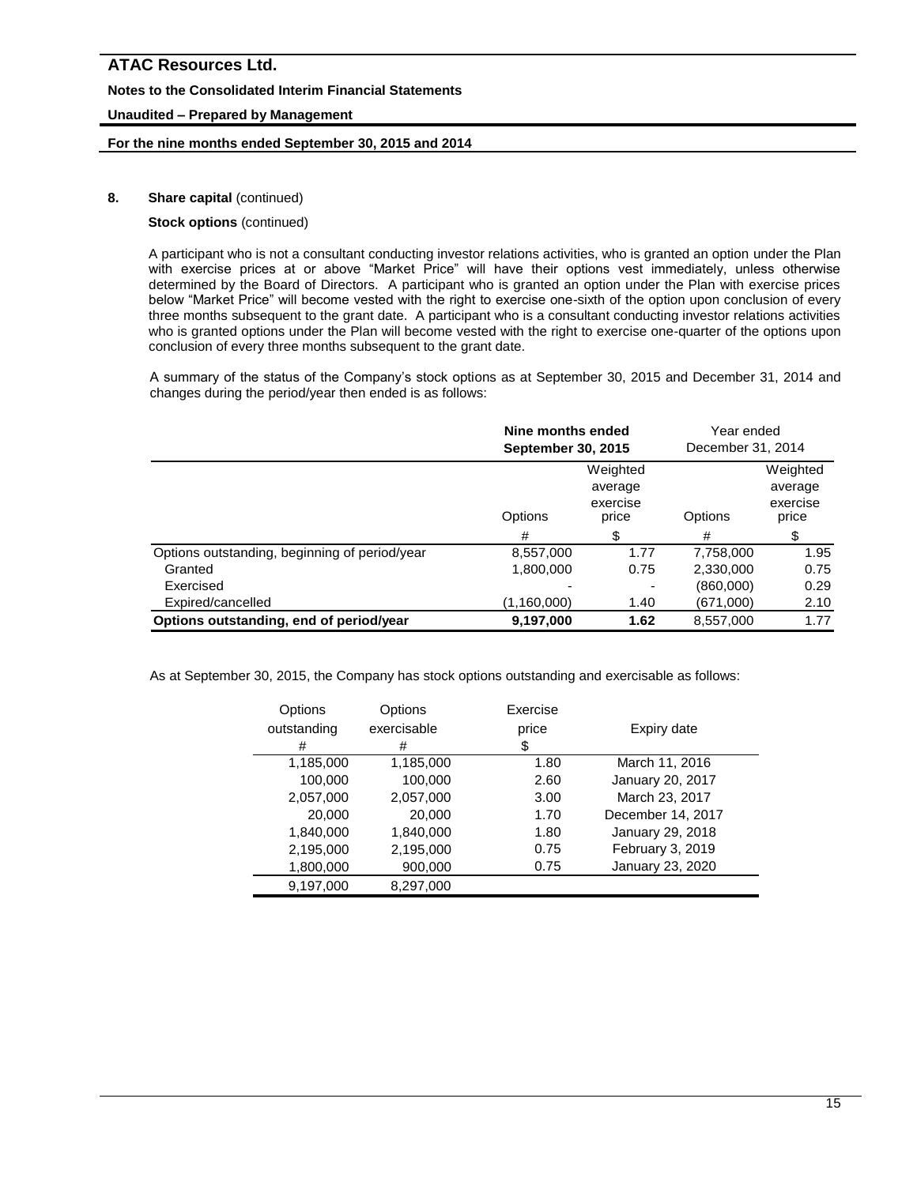## 8. Share capital (continued)

**Stock options** (continued)

A participant who is not a consultant conducting investor relations activities, who is granted an option under the Plan with exercise prices at or above "Market Price" will have their options vest immediately, unless otherwise determined by the Board of Directors. A participant who is granted an option under the Plan with exercise prices below "Market Price" will become vested with the right to exercise one-sixth of the option upon conclusion of every three months subsequent to the grant date. A participant who is a consultant conducting investor relations activities who is granted options under the Plan will become vested with the right to exercise one-quarter of the options upon conclusion of every three months subsequent to the grant date.

A summary of the status of the Company's stock options as at September 30, 2015 and December 31, 2014 and changes during the period/year then ended is as follows:

| | **Nine months ended September 30, 2015** | | Year ended December 31, 2014 | |
|---|---|---|---|---|
| | Options | Weighted average exercise price | Options | Weighted average exercise price |
| | # | $ | # | $ |
| Options outstanding, beginning of period/year | 8,557,000 | 1.77 | 7,758,000 | 1.95 |
| Granted | 1,800,000 | 0.75 | 2,330,000 | 0.75 |
| Exercised | - | - | (860,000) | 0.29 |
| Expired/cancelled | (1,160,000) | 1.40 | (671,000) | 2.10 |
| **Options outstanding, end of period/year** | **9,197,000** | **1.62** | 8,557,000 | 1.77 |

As at September 30, 2015, the Company has stock options outstanding and exercisable as follows:

| Options outstanding # | Options exercisable # | Exercise price $ | Expiry date |
|---|---|---|---|
| 1,185,000 | 1,185,000 | 1.80 | March 11, 2016 |
| 100,000 | 100,000 | 2.60 | January 20, 2017 |
| 2,057,000 | 2,057,000 | 3.00 | March 23, 2017 |
| 20,000 | 20,000 | 1.70 | December 14, 2017 |
| 1,840,000 | 1,840,000 | 1.80 | January 29, 2018 |
| 2,195,000 | 2,195,000 | 0.75 | February 3, 2019 |
| 1,800,000 | 900,000 | 0.75 | January 23, 2020 |
| 9,197,000 | 8,297,000 | | |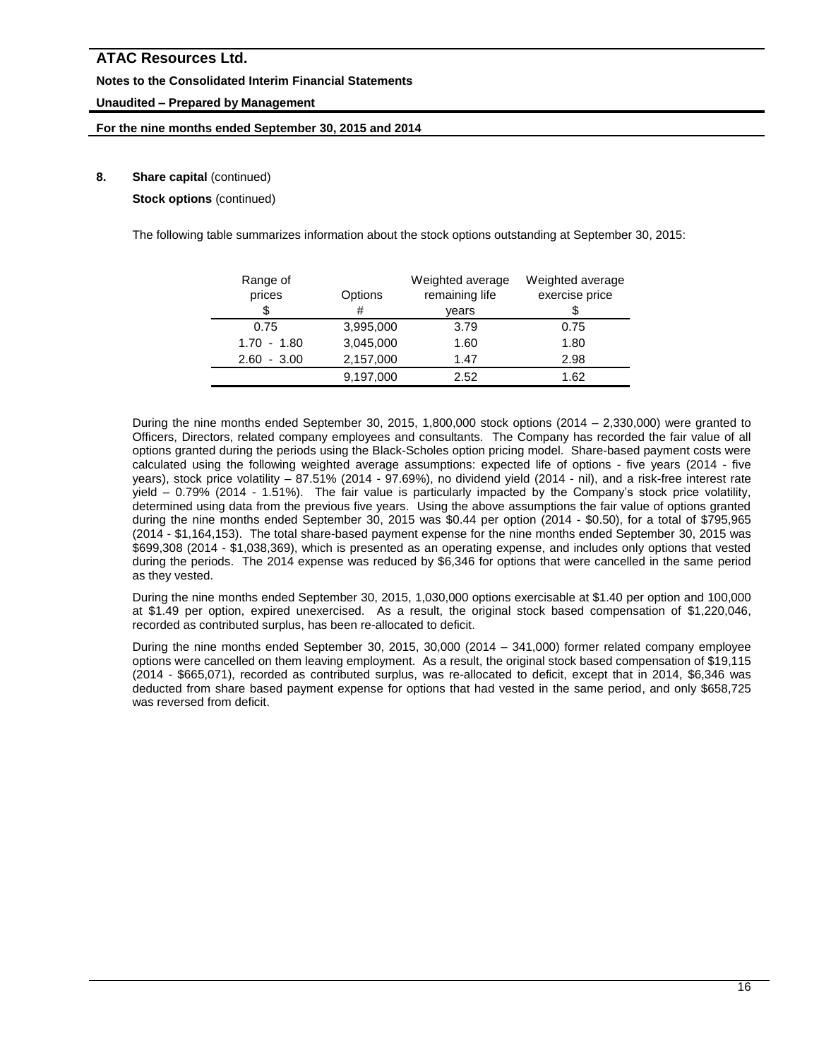### 8. Share capital (continued)

**Stock options** (continued)

The following table summarizes information about the stock options outstanding at September 30, 2015:

| Range of prices $ | Options # | Weighted average remaining life years | Weighted average exercise price $ |
|---|---|---|---|
| 0.75 | 3,995,000 | 3.79 | 0.75 |
| 1.70 - 1.80 | 3,045,000 | 1.60 | 1.80 |
| 2.60 - 3.00 | 2,157,000 | 1.47 | 2.98 |
| | 9,197,000 | 2.52 | 1.62 |

During the nine months ended September 30, 2015, 1,800,000 stock options (2014 – 2,330,000) were granted to Officers, Directors, related company employees and consultants. The Company has recorded the fair value of all options granted during the periods using the Black-Scholes option pricing model. Share-based payment costs were calculated using the following weighted average assumptions: expected life of options - five years (2014 - five years), stock price volatility – 87.51% (2014 - 97.69%), no dividend yield (2014 - nil), and a risk-free interest rate yield – 0.79% (2014 - 1.51%). The fair value is particularly impacted by the Company's stock price volatility, determined using data from the previous five years. Using the above assumptions the fair value of options granted during the nine months ended September 30, 2015 was $0.44 per option (2014 - $0.50), for a total of $795,965 (2014 - $1,164,153). The total share-based payment expense for the nine months ended September 30, 2015 was $699,308 (2014 - $1,038,369), which is presented as an operating expense, and includes only options that vested during the periods. The 2014 expense was reduced by $6,346 for options that were cancelled in the same period as they vested.

During the nine months ended September 30, 2015, 1,030,000 options exercisable at $1.40 per option and 100,000 at $1.49 per option, expired unexercised. As a result, the original stock based compensation of $1,220,046, recorded as contributed surplus, has been re-allocated to deficit.

During the nine months ended September 30, 2015, 30,000 (2014 – 341,000) former related company employee options were cancelled on them leaving employment. As a result, the original stock based compensation of $19,115 (2014 - $665,071), recorded as contributed surplus, was re-allocated to deficit, except that in 2014, $6,346 was deducted from share based payment expense for options that had vested in the same period, and only $658,725 was reversed from deficit.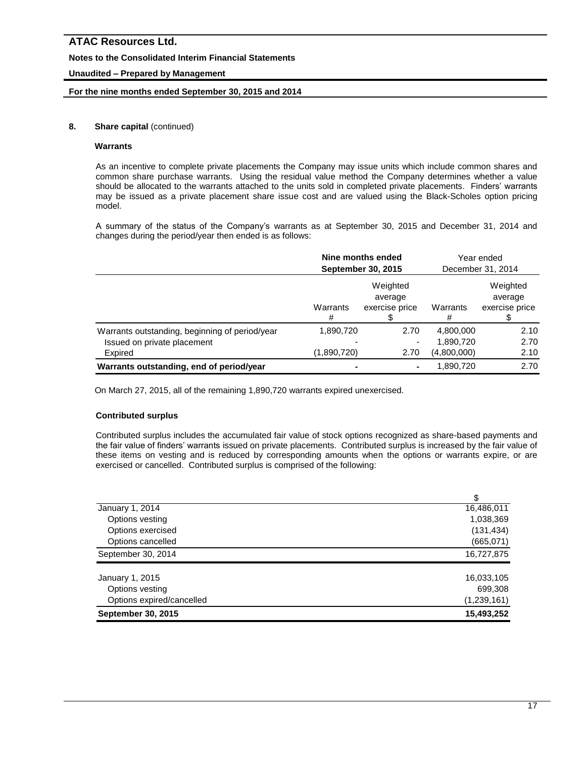**8. Share capital** (continued)

**Warrants**

As an incentive to complete private placements the Company may issue units which include common shares and common share purchase warrants. Using the residual value method the Company determines whether a value should be allocated to the warrants attached to the units sold in completed private placements. Finders' warrants may be issued as a private placement share issue cost and are valued using the Black-Scholes option pricing model.

A summary of the status of the Company's warrants as at September 30, 2015 and December 31, 2014 and changes during the period/year then ended is as follows:

| | **Nine months ended September 30, 2015** | | Year ended December 31, 2014 | |
|---|---|---|---|---|
| | Warrants # | Weighted average exercise price $ | Warrants # | Weighted average exercise price $ |
| Warrants outstanding, beginning of period/year | 1,890,720 | 2.70 | 4,800,000 | 2.10 |
| Issued on private placement | - | - | 1,890,720 | 2.70 |
| Expired | (1,890,720) | 2.70 | (4,800,000) | 2.10 |
| **Warrants outstanding, end of period/year** | - | - | 1,890,720 | 2.70 |

On March 27, 2015, all of the remaining 1,890,720 warrants expired unexercised.

**Contributed surplus**

Contributed surplus includes the accumulated fair value of stock options recognized as share-based payments and the fair value of finders' warrants issued on private placements. Contributed surplus is increased by the fair value of these items on vesting and is reduced by corresponding amounts when the options or warrants expire, or are exercised or cancelled. Contributed surplus is comprised of the following:

| | $ |
|---|---|
| January 1, 2014 | 16,486,011 |
| Options vesting | 1,038,369 |
| Options exercised | (131,434) |
| Options cancelled | (665,071) |
| September 30, 2014 | 16,727,875 |
| | |
| January 1, 2015 | 16,033,105 |
| Options vesting | 699,308 |
| Options expired/cancelled | (1,239,161) |
| **September 30, 2015** | **15,493,252** |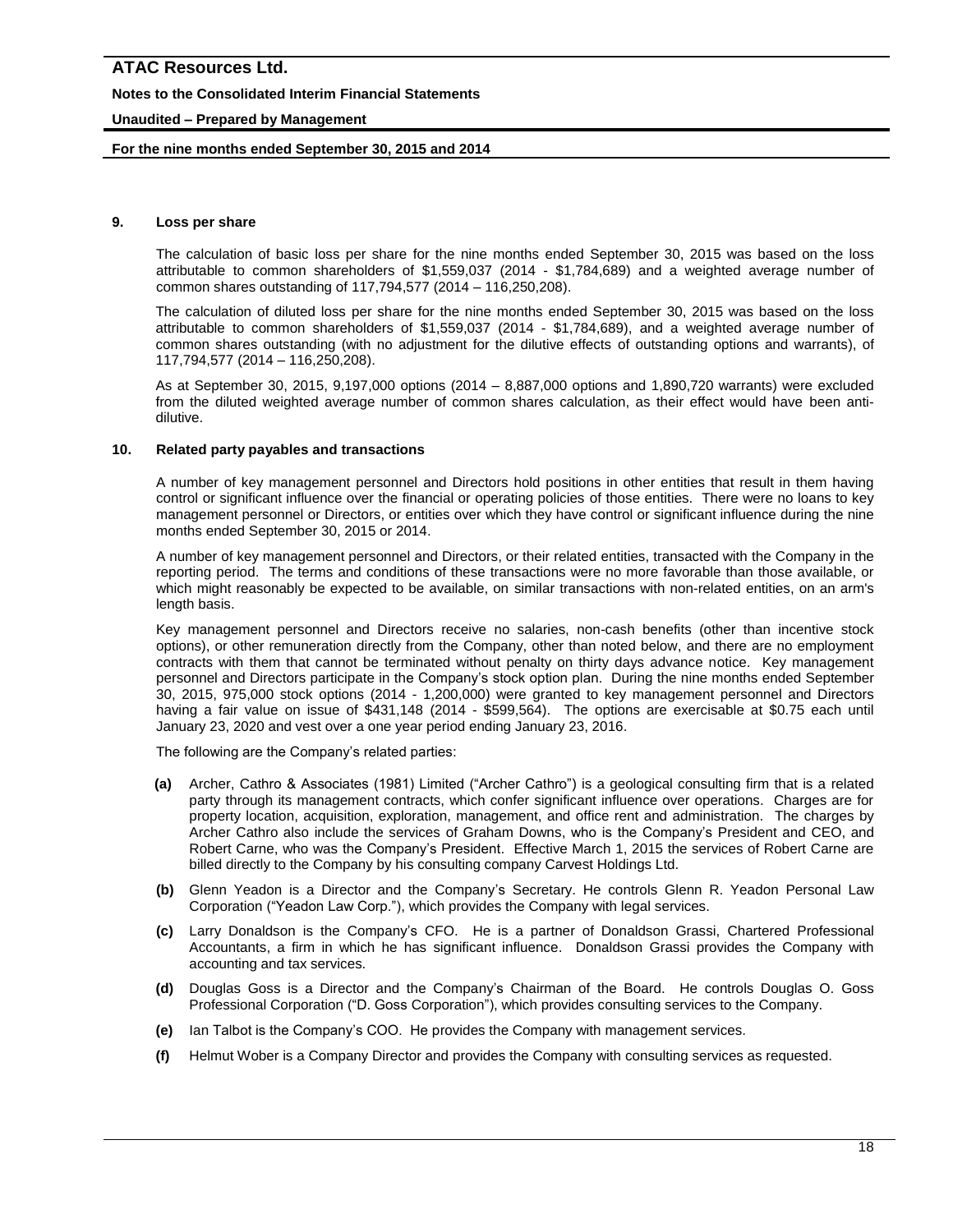### 9. Loss per share

The calculation of basic loss per share for the nine months ended September 30, 2015 was based on the loss attributable to common shareholders of $1,559,037 (2014 - $1,784,689) and a weighted average number of common shares outstanding of 117,794,577 (2014 – 116,250,208).

The calculation of diluted loss per share for the nine months ended September 30, 2015 was based on the loss attributable to common shareholders of $1,559,037 (2014 - $1,784,689), and a weighted average number of common shares outstanding (with no adjustment for the dilutive effects of outstanding options and warrants), of 117,794,577 (2014 – 116,250,208).

As at September 30, 2015, 9,197,000 options (2014 – 8,887,000 options and 1,890,720 warrants) were excluded from the diluted weighted average number of common shares calculation, as their effect would have been anti-dilutive.

### 10. Related party payables and transactions

A number of key management personnel and Directors hold positions in other entities that result in them having control or significant influence over the financial or operating policies of those entities. There were no loans to key management personnel or Directors, or entities over which they have control or significant influence during the nine months ended September 30, 2015 or 2014.

A number of key management personnel and Directors, or their related entities, transacted with the Company in the reporting period. The terms and conditions of these transactions were no more favorable than those available, or which might reasonably be expected to be available, on similar transactions with non-related entities, on an arm's length basis.

Key management personnel and Directors receive no salaries, non-cash benefits (other than incentive stock options), or other remuneration directly from the Company, other than noted below, and there are no employment contracts with them that cannot be terminated without penalty on thirty days advance notice. Key management personnel and Directors participate in the Company's stock option plan. During the nine months ended September 30, 2015, 975,000 stock options (2014 - 1,200,000) were granted to key management personnel and Directors having a fair value on issue of $431,148 (2014 - $599,564). The options are exercisable at $0.75 each until January 23, 2020 and vest over a one year period ending January 23, 2016.

The following are the Company's related parties:

- **(a)** Archer, Cathro & Associates (1981) Limited ("Archer Cathro") is a geological consulting firm that is a related party through its management contracts, which confer significant influence over operations. Charges are for property location, acquisition, exploration, management, and office rent and administration. The charges by Archer Cathro also include the services of Graham Downs, who is the Company's President and CEO, and Robert Carne, who was the Company's President. Effective March 1, 2015 the services of Robert Carne are billed directly to the Company by his consulting company Carvest Holdings Ltd.
- **(b)** Glenn Yeadon is a Director and the Company's Secretary. He controls Glenn R. Yeadon Personal Law Corporation ("Yeadon Law Corp."), which provides the Company with legal services.
- **(c)** Larry Donaldson is the Company's CFO. He is a partner of Donaldson Grassi, Chartered Professional Accountants, a firm in which he has significant influence. Donaldson Grassi provides the Company with accounting and tax services.
- **(d)** Douglas Goss is a Director and the Company's Chairman of the Board. He controls Douglas O. Goss Professional Corporation ("D. Goss Corporation"), which provides consulting services to the Company.
- **(e)** Ian Talbot is the Company's COO. He provides the Company with management services.
- **(f)** Helmut Wober is a Company Director and provides the Company with consulting services as requested.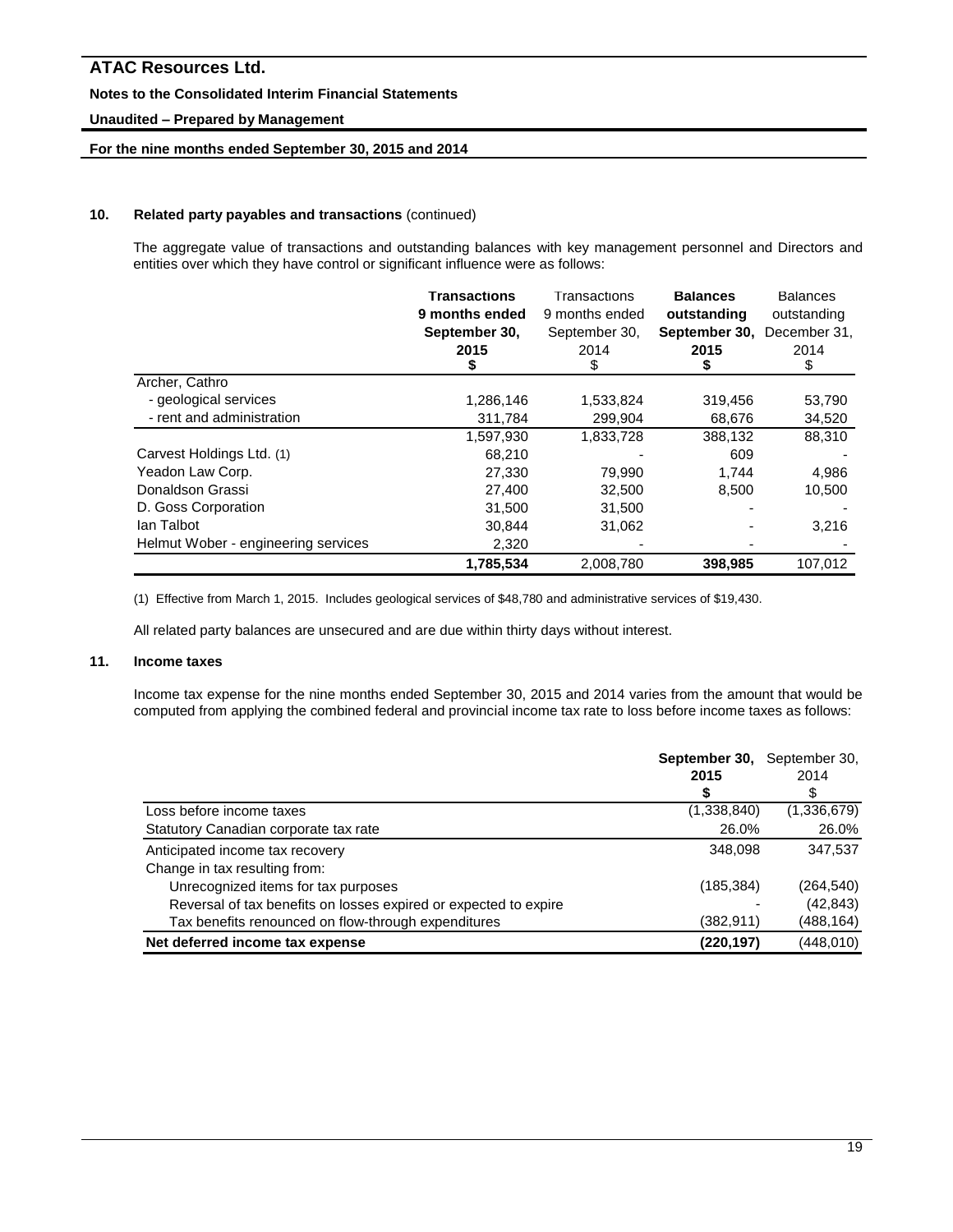## 10. Related party payables and transactions (continued)

The aggregate value of transactions and outstanding balances with key management personnel and Directors and entities over which they have control or significant influence were as follows:

| | **Transactions 9 months ended September 30, 2015 $** | Transactions 9 months ended September 30, 2014 $ | **Balances outstanding September 30, 2015 $** | Balances outstanding December 31, 2014 $ |
|---|---|---|---|---|
| Archer, Cathro | | | | |
| - geological services | 1,286,146 | 1,533,824 | 319,456 | 53,790 |
| - rent and administration | 311,784 | 299,904 | 68,676 | 34,520 |
| | 1,597,930 | 1,833,728 | 388,132 | 88,310 |
| Carvest Holdings Ltd. (1) | 68,210 | - | 609 | - |
| Yeadon Law Corp. | 27,330 | 79,990 | 1,744 | 4,986 |
| Donaldson Grassi | 27,400 | 32,500 | 8,500 | 10,500 |
| D. Goss Corporation | 31,500 | 31,500 | - | - |
| Ian Talbot | 30,844 | 31,062 | - | 3,216 |
| Helmut Wober - engineering services | 2,320 | - | - | - |
| | **1,785,534** | 2,008,780 | **398,985** | 107,012 |

(1) Effective from March 1, 2015. Includes geological services of $48,780 and administrative services of $19,430.

All related party balances are unsecured and are due within thirty days without interest.

## 11. Income taxes

Income tax expense for the nine months ended September 30, 2015 and 2014 varies from the amount that would be computed from applying the combined federal and provincial income tax rate to loss before income taxes as follows:

| | **September 30, 2015 $** | September 30, 2014 $ |
|---|---|---|
| Loss before income taxes | (1,338,840) | (1,336,679) |
| Statutory Canadian corporate tax rate | 26.0% | 26.0% |
| Anticipated income tax recovery | 348,098 | 347,537 |
| Change in tax resulting from: | | |
| Unrecognized items for tax purposes | (185,384) | (264,540) |
| Reversal of tax benefits on losses expired or expected to expire | - | (42,843) |
| Tax benefits renounced on flow-through expenditures | (382,911) | (488,164) |
| **Net deferred income tax expense** | **(220,197)** | (448,010) |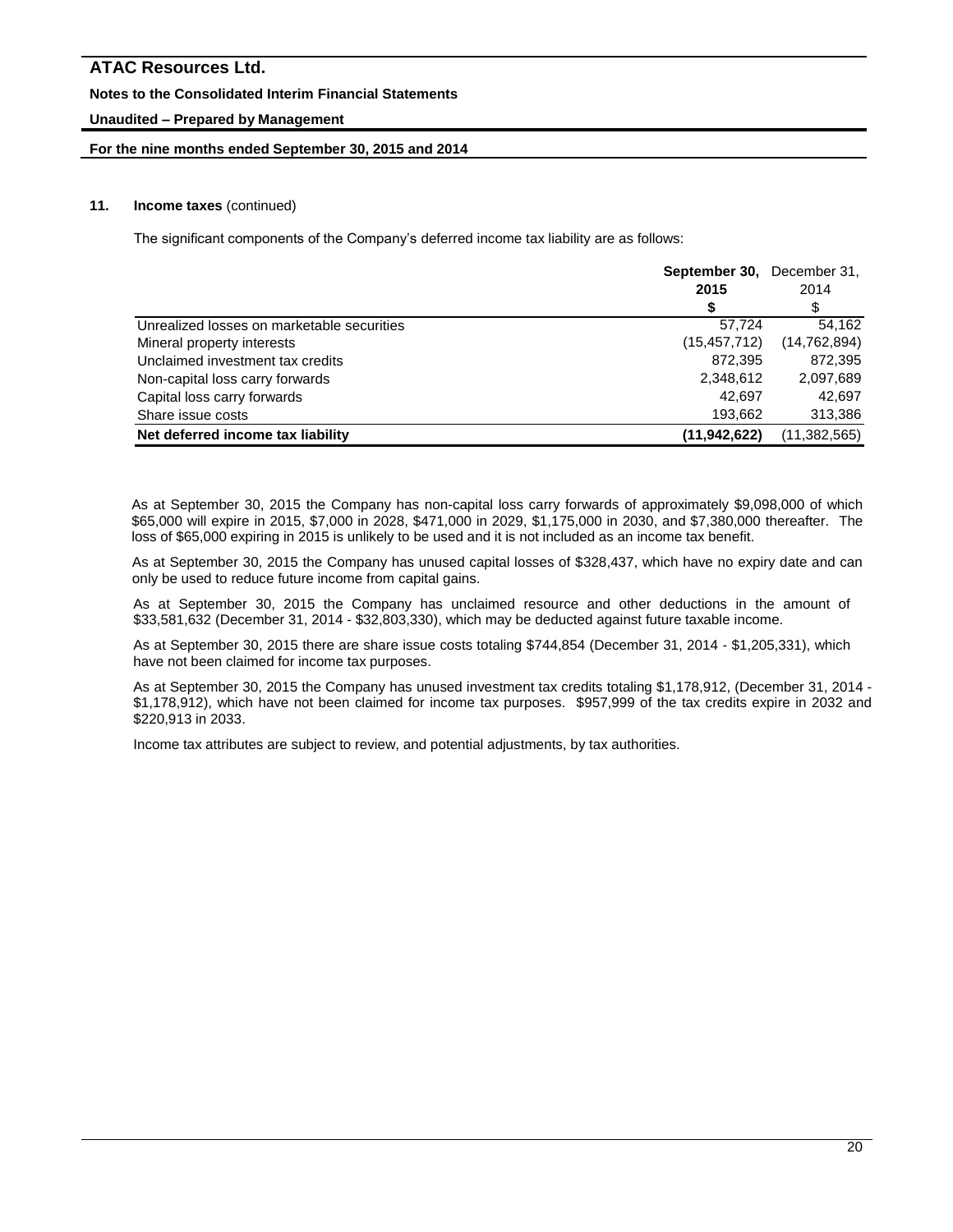## 11. Income taxes (continued)

The significant components of the Company's deferred income tax liability are as follows:

| | **September 30, 2015** | December 31, 2014 |
|---|---|---|
| | **$** | $ |
| Unrealized losses on marketable securities | 57,724 | 54,162 |
| Mineral property interests | (15,457,712) | (14,762,894) |
| Unclaimed investment tax credits | 872,395 | 872,395 |
| Non-capital loss carry forwards | 2,348,612 | 2,097,689 |
| Capital loss carry forwards | 42,697 | 42,697 |
| Share issue costs | 193,662 | 313,386 |
| **Net deferred income tax liability** | **(11,942,622)** | (11,382,565) |

As at September 30, 2015 the Company has non-capital loss carry forwards of approximately $9,098,000 of which $65,000 will expire in 2015, $7,000 in 2028, $471,000 in 2029, $1,175,000 in 2030, and $7,380,000 thereafter. The loss of $65,000 expiring in 2015 is unlikely to be used and it is not included as an income tax benefit.

As at September 30, 2015 the Company has unused capital losses of $328,437, which have no expiry date and can only be used to reduce future income from capital gains.

As at September 30, 2015 the Company has unclaimed resource and other deductions in the amount of $33,581,632 (December 31, 2014 - $32,803,330), which may be deducted against future taxable income.

As at September 30, 2015 there are share issue costs totaling $744,854 (December 31, 2014 - $1,205,331), which have not been claimed for income tax purposes.

As at September 30, 2015 the Company has unused investment tax credits totaling $1,178,912, (December 31, 2014 - $1,178,912), which have not been claimed for income tax purposes. $957,999 of the tax credits expire in 2032 and $220,913 in 2033.

Income tax attributes are subject to review, and potential adjustments, by tax authorities.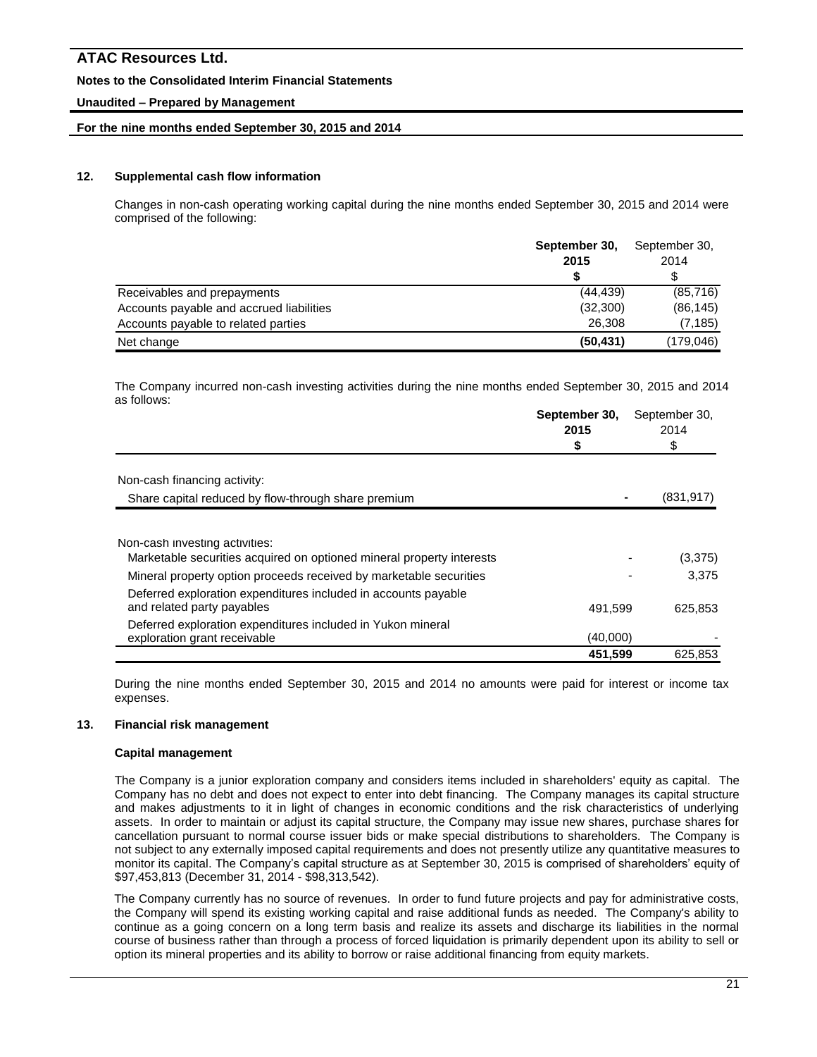## 12. Supplemental cash flow information

Changes in non-cash operating working capital during the nine months ended September 30, 2015 and 2014 were comprised of the following:

| | **September 30, 2015** | September 30, 2014 |
|---|---|---|
| | **$** | $ |
| Receivables and prepayments | (44,439) | (85,716) |
| Accounts payable and accrued liabilities | (32,300) | (86,145) |
| Accounts payable to related parties | 26,308 | (7,185) |
| Net change | **(50,431)** | (179,046) |

The Company incurred non-cash investing activities during the nine months ended September 30, 2015 and 2014 as follows:

| | **September 30, 2015** | September 30, 2014 |
|---|---|---|
| | **$** | $ |
| Non-cash financing activity: | | |
| Share capital reduced by flow-through share premium | - | (831,917) |
| Non-cash investing activities: | | |
| Marketable securities acquired on optioned mineral property interests | - | (3,375) |
| Mineral property option proceeds received by marketable securities | - | 3,375 |
| Deferred exploration expenditures included in accounts payable and related party payables | 491,599 | 625,853 |
| Deferred exploration expenditures included in Yukon mineral exploration grant receivable | (40,000) | - |
| | **451,599** | 625,853 |

During the nine months ended September 30, 2015 and 2014 no amounts were paid for interest or income tax expenses.

## 13. Financial risk management

### Capital management

The Company is a junior exploration company and considers items included in shareholders' equity as capital. The Company has no debt and does not expect to enter into debt financing. The Company manages its capital structure and makes adjustments to it in light of changes in economic conditions and the risk characteristics of underlying assets. In order to maintain or adjust its capital structure, the Company may issue new shares, purchase shares for cancellation pursuant to normal course issuer bids or make special distributions to shareholders. The Company is not subject to any externally imposed capital requirements and does not presently utilize any quantitative measures to monitor its capital. The Company's capital structure as at September 30, 2015 is comprised of shareholders' equity of $97,453,813 (December 31, 2014 - $98,313,542).

The Company currently has no source of revenues. In order to fund future projects and pay for administrative costs, the Company will spend its existing working capital and raise additional funds as needed. The Company's ability to continue as a going concern on a long term basis and realize its assets and discharge its liabilities in the normal course of business rather than through a process of forced liquidation is primarily dependent upon its ability to sell or option its mineral properties and its ability to borrow or raise additional financing from equity markets.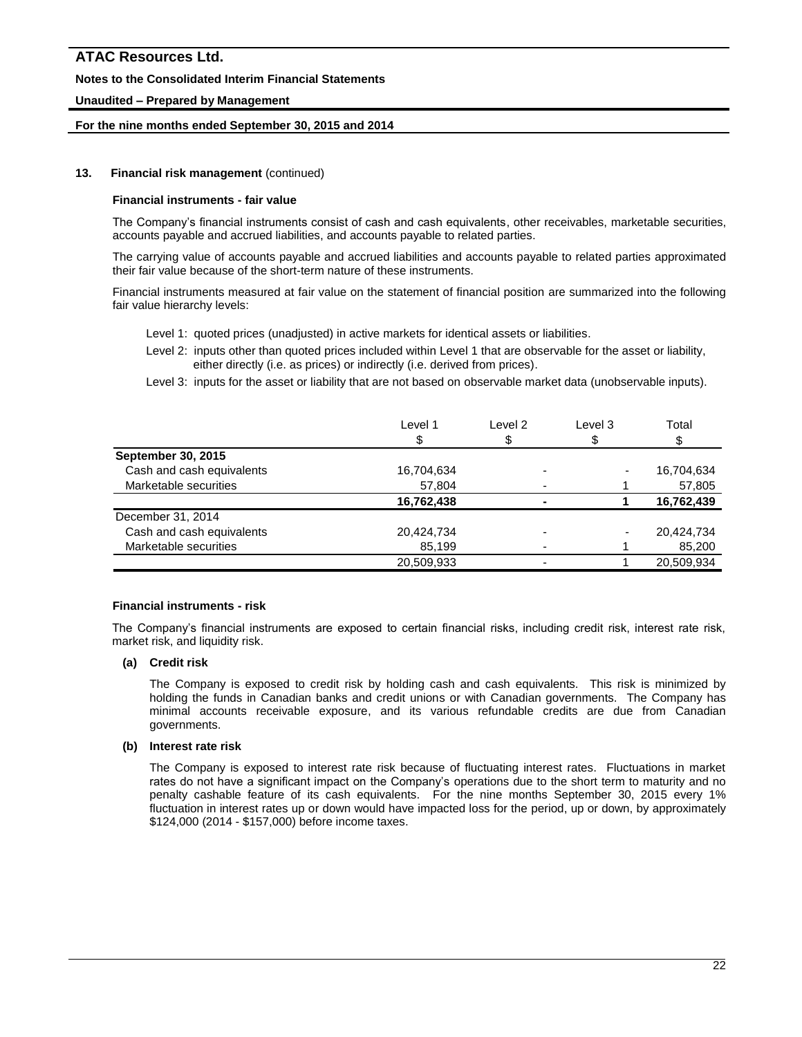### 13. Financial risk management (continued)

**Financial instruments - fair value**

The Company's financial instruments consist of cash and cash equivalents, other receivables, marketable securities, accounts payable and accrued liabilities, and accounts payable to related parties.

The carrying value of accounts payable and accrued liabilities and accounts payable to related parties approximated their fair value because of the short-term nature of these instruments.

Financial instruments measured at fair value on the statement of financial position are summarized into the following fair value hierarchy levels:

Level 1: quoted prices (unadjusted) in active markets for identical assets or liabilities.

Level 2: inputs other than quoted prices included within Level 1 that are observable for the asset or liability, either directly (i.e. as prices) or indirectly (i.e. derived from prices).

Level 3: inputs for the asset or liability that are not based on observable market data (unobservable inputs).

| | Level 1<br>$ | Level 2<br>$ | Level 3<br>$ | Total<br>$ |
|---|---|---|---|---|
| **September 30, 2015** | | | | |
| Cash and cash equivalents | 16,704,634 | - | - | 16,704,634 |
| Marketable securities | 57,804 | - | 1 | 57,805 |
| | **16,762,438** | **-** | **1** | **16,762,439** |
| December 31, 2014 | | | | |
| Cash and cash equivalents | 20,424,734 | - | - | 20,424,734 |
| Marketable securities | 85,199 | - | 1 | 85,200 |
| | 20,509,933 | - | 1 | 20,509,934 |

**Financial instruments - risk**

The Company's financial instruments are exposed to certain financial risks, including credit risk, interest rate risk, market risk, and liquidity risk.

**(a) Credit risk**

The Company is exposed to credit risk by holding cash and cash equivalents. This risk is minimized by holding the funds in Canadian banks and credit unions or with Canadian governments. The Company has minimal accounts receivable exposure, and its various refundable credits are due from Canadian governments.

**(b) Interest rate risk**

The Company is exposed to interest rate risk because of fluctuating interest rates. Fluctuations in market rates do not have a significant impact on the Company's operations due to the short term to maturity and no penalty cashable feature of its cash equivalents. For the nine months September 30, 2015 every 1% fluctuation in interest rates up or down would have impacted loss for the period, up or down, by approximately $124,000 (2014 - $157,000) before income taxes.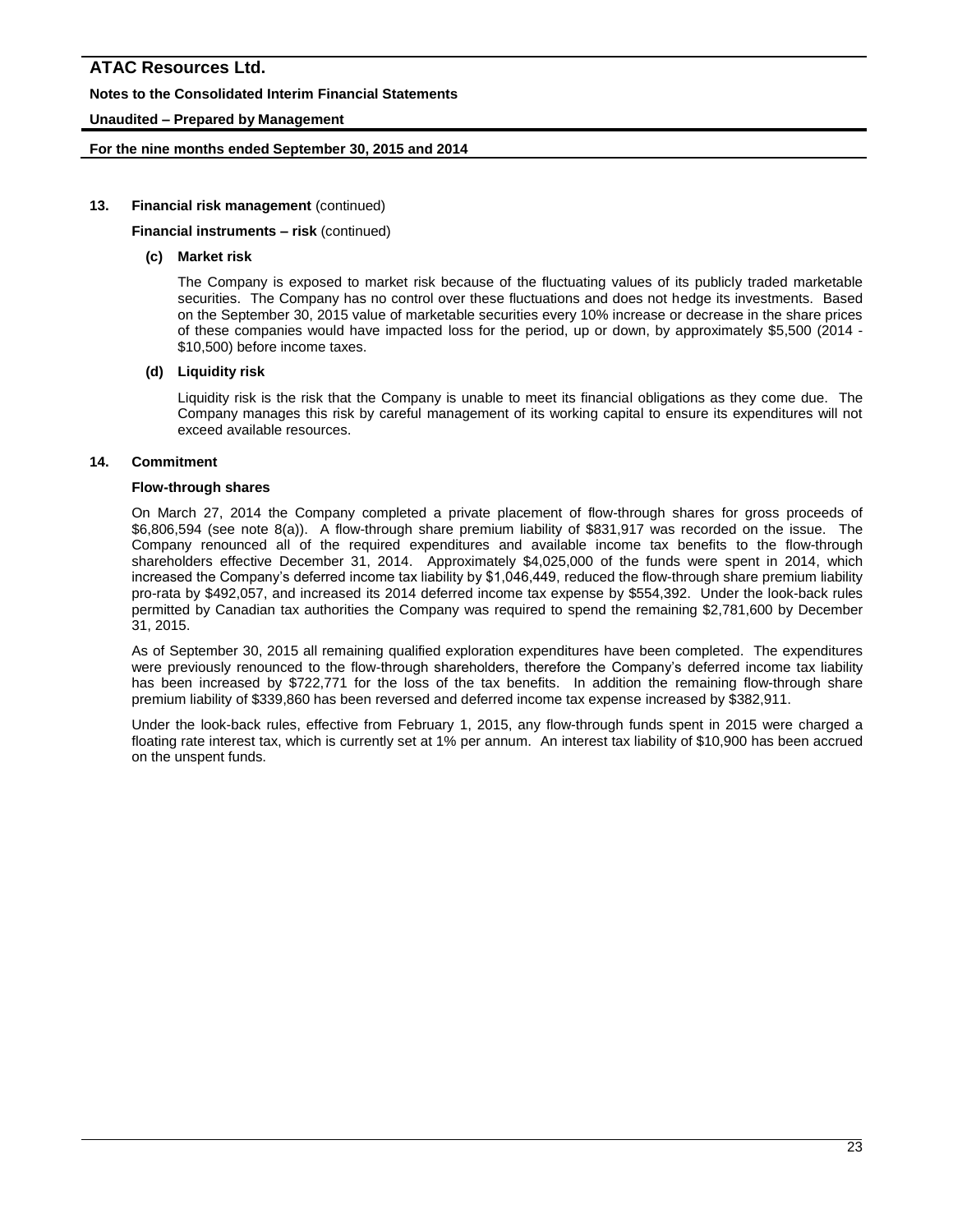### 13. Financial risk management (continued)

**Financial instruments – risk** (continued)

**(c) Market risk**

The Company is exposed to market risk because of the fluctuating values of its publicly traded marketable securities. The Company has no control over these fluctuations and does not hedge its investments. Based on the September 30, 2015 value of marketable securities every 10% increase or decrease in the share prices of these companies would have impacted loss for the period, up or down, by approximately $5,500 (2014 - $10,500) before income taxes.

**(d) Liquidity risk**

Liquidity risk is the risk that the Company is unable to meet its financial obligations as they come due. The Company manages this risk by careful management of its working capital to ensure its expenditures will not exceed available resources.

### 14. Commitment

**Flow-through shares**

On March 27, 2014 the Company completed a private placement of flow-through shares for gross proceeds of $6,806,594 (see note 8(a)). A flow-through share premium liability of $831,917 was recorded on the issue. The Company renounced all of the required expenditures and available income tax benefits to the flow-through shareholders effective December 31, 2014. Approximately $4,025,000 of the funds were spent in 2014, which increased the Company's deferred income tax liability by $1,046,449, reduced the flow-through share premium liability pro-rata by $492,057, and increased its 2014 deferred income tax expense by $554,392. Under the look-back rules permitted by Canadian tax authorities the Company was required to spend the remaining $2,781,600 by December 31, 2015.

As of September 30, 2015 all remaining qualified exploration expenditures have been completed. The expenditures were previously renounced to the flow-through shareholders, therefore the Company's deferred income tax liability has been increased by $722,771 for the loss of the tax benefits. In addition the remaining flow-through share premium liability of $339,860 has been reversed and deferred income tax expense increased by $382,911.

Under the look-back rules, effective from February 1, 2015, any flow-through funds spent in 2015 were charged a floating rate interest tax, which is currently set at 1% per annum. An interest tax liability of $10,900 has been accrued on the unspent funds.